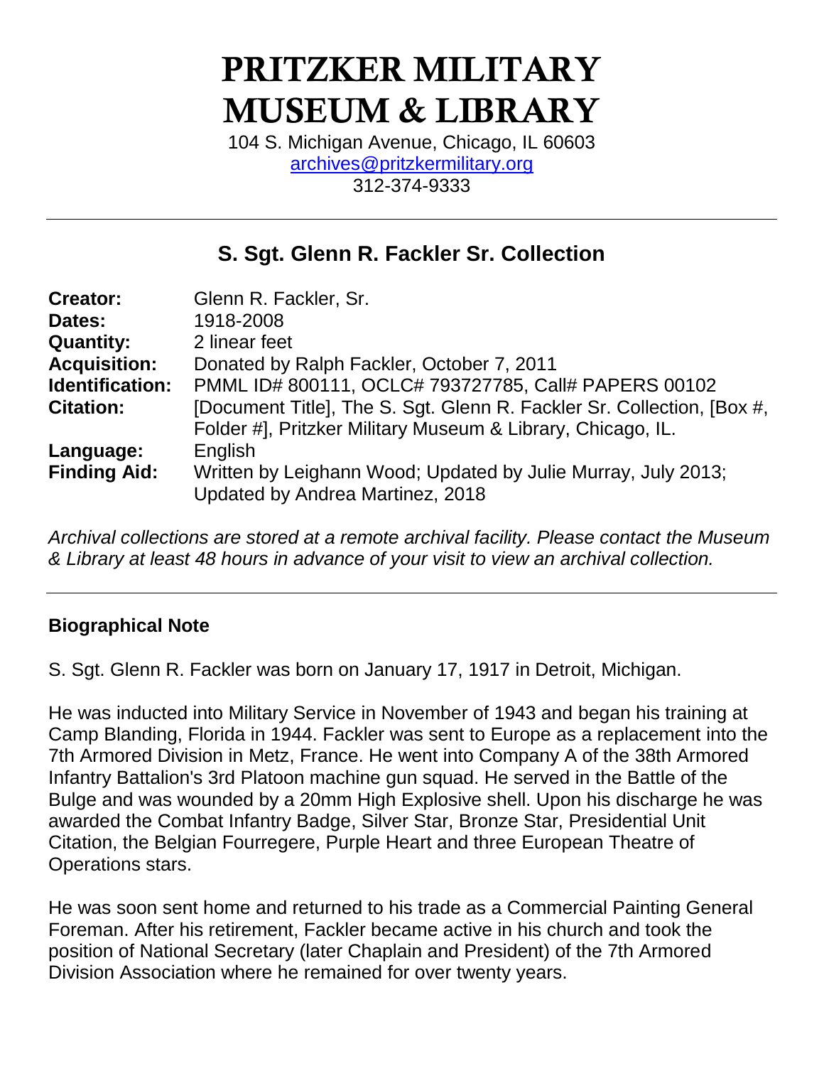# PRITZKER MILITARY MUSEUM & LIBRARY

104 S. Michigan Avenue, Chicago, IL 60603
archives@pritzkermilitary.org
312-374-9333

## S. Sgt. Glenn R. Fackler Sr. Collection

| | |
|---|---|
| **Creator:** | Glenn R. Fackler, Sr. |
| **Dates:** | 1918-2008 |
| **Quantity:** | 2 linear feet |
| **Acquisition:** | Donated by Ralph Fackler, October 7, 2011 |
| **Identification:** | PMML ID# 800111, OCLC# 793727785, Call# PAPERS 00102 |
| **Citation:** | [Document Title], The S. Sgt. Glenn R. Fackler Sr. Collection, [Box #, Folder #], Pritzker Military Museum & Library, Chicago, IL. |
| **Language:** | English |
| **Finding Aid:** | Written by Leighann Wood; Updated by Julie Murray, July 2013; Updated by Andrea Martinez, 2018 |

*Archival collections are stored at a remote archival facility. Please contact the Museum & Library at least 48 hours in advance of your visit to view an archival collection.*

### Biographical Note

S. Sgt. Glenn R. Fackler was born on January 17, 1917 in Detroit, Michigan.

He was inducted into Military Service in November of 1943 and began his training at Camp Blanding, Florida in 1944. Fackler was sent to Europe as a replacement into the 7th Armored Division in Metz, France. He went into Company A of the 38th Armored Infantry Battalion's 3rd Platoon machine gun squad. He served in the Battle of the Bulge and was wounded by a 20mm High Explosive shell. Upon his discharge he was awarded the Combat Infantry Badge, Silver Star, Bronze Star, Presidential Unit Citation, the Belgian Fourregere, Purple Heart and three European Theatre of Operations stars.

He was soon sent home and returned to his trade as a Commercial Painting General Foreman. After his retirement, Fackler became active in his church and took the position of National Secretary (later Chaplain and President) of the 7th Armored Division Association where he remained for over twenty years.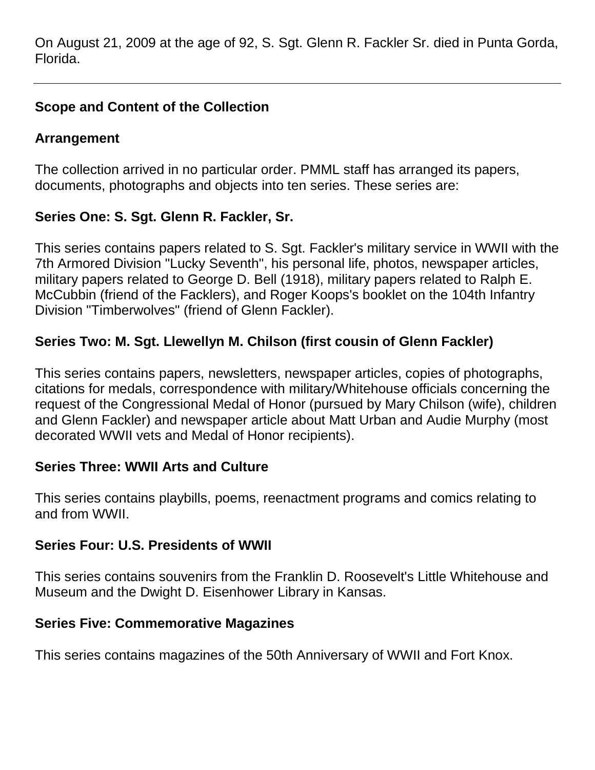On August 21, 2009 at the age of 92, S. Sgt. Glenn R. Fackler Sr. died in Punta Gorda, Florida.

---

## Scope and Content of the Collection

### Arrangement

The collection arrived in no particular order. PMML staff has arranged its papers, documents, photographs and objects into ten series. These series are:

### Series One: S. Sgt. Glenn R. Fackler, Sr.

This series contains papers related to S. Sgt. Fackler's military service in WWII with the 7th Armored Division "Lucky Seventh", his personal life, photos, newspaper articles, military papers related to George D. Bell (1918), military papers related to Ralph E. McCubbin (friend of the Facklers), and Roger Koops's booklet on the 104th Infantry Division "Timberwolves" (friend of Glenn Fackler).

### Series Two: M. Sgt. Llewellyn M. Chilson (first cousin of Glenn Fackler)

This series contains papers, newsletters, newspaper articles, copies of photographs, citations for medals, correspondence with military/Whitehouse officials concerning the request of the Congressional Medal of Honor (pursued by Mary Chilson (wife), children and Glenn Fackler) and newspaper article about Matt Urban and Audie Murphy (most decorated WWII vets and Medal of Honor recipients).

### Series Three: WWII Arts and Culture

This series contains playbills, poems, reenactment programs and comics relating to and from WWII.

### Series Four: U.S. Presidents of WWII

This series contains souvenirs from the Franklin D. Roosevelt's Little Whitehouse and Museum and the Dwight D. Eisenhower Library in Kansas.

### Series Five: Commemorative Magazines

This series contains magazines of the 50th Anniversary of WWII and Fort Knox.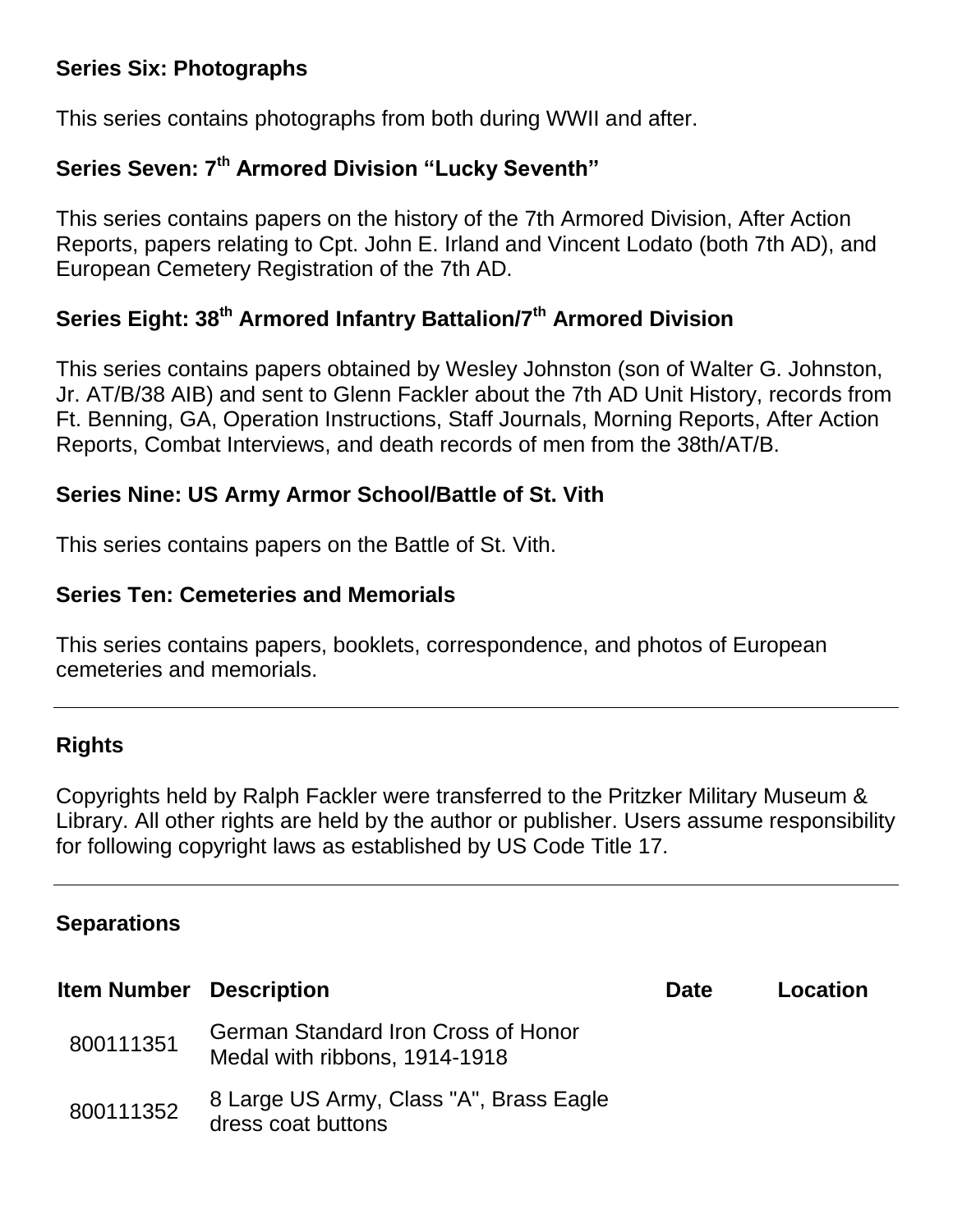### Series Six: Photographs

This series contains photographs from both during WWII and after.

### Series Seven: 7th Armored Division "Lucky Seventh"

This series contains papers on the history of the 7th Armored Division, After Action Reports, papers relating to Cpt. John E. Irland and Vincent Lodato (both 7th AD), and European Cemetery Registration of the 7th AD.

### Series Eight: 38th Armored Infantry Battalion/7th Armored Division

This series contains papers obtained by Wesley Johnston (son of Walter G. Johnston, Jr. AT/B/38 AIB) and sent to Glenn Fackler about the 7th AD Unit History, records from Ft. Benning, GA, Operation Instructions, Staff Journals, Morning Reports, After Action Reports, Combat Interviews, and death records of men from the 38th/AT/B.

### Series Nine: US Army Armor School/Battle of St. Vith

This series contains papers on the Battle of St. Vith.

### Series Ten: Cemeteries and Memorials

This series contains papers, booklets, correspondence, and photos of European cemeteries and memorials.

---

## Rights

Copyrights held by Ralph Fackler were transferred to the Pritzker Military Museum & Library. All other rights are held by the author or publisher. Users assume responsibility for following copyright laws as established by US Code Title 17.

---

## Separations

| Item Number | Description | Date | Location |
|---|---|---|---|
| 800111351 | German Standard Iron Cross of Honor Medal with ribbons, 1914-1918 | | |
| 800111352 | 8 Large US Army, Class "A", Brass Eagle dress coat buttons | | |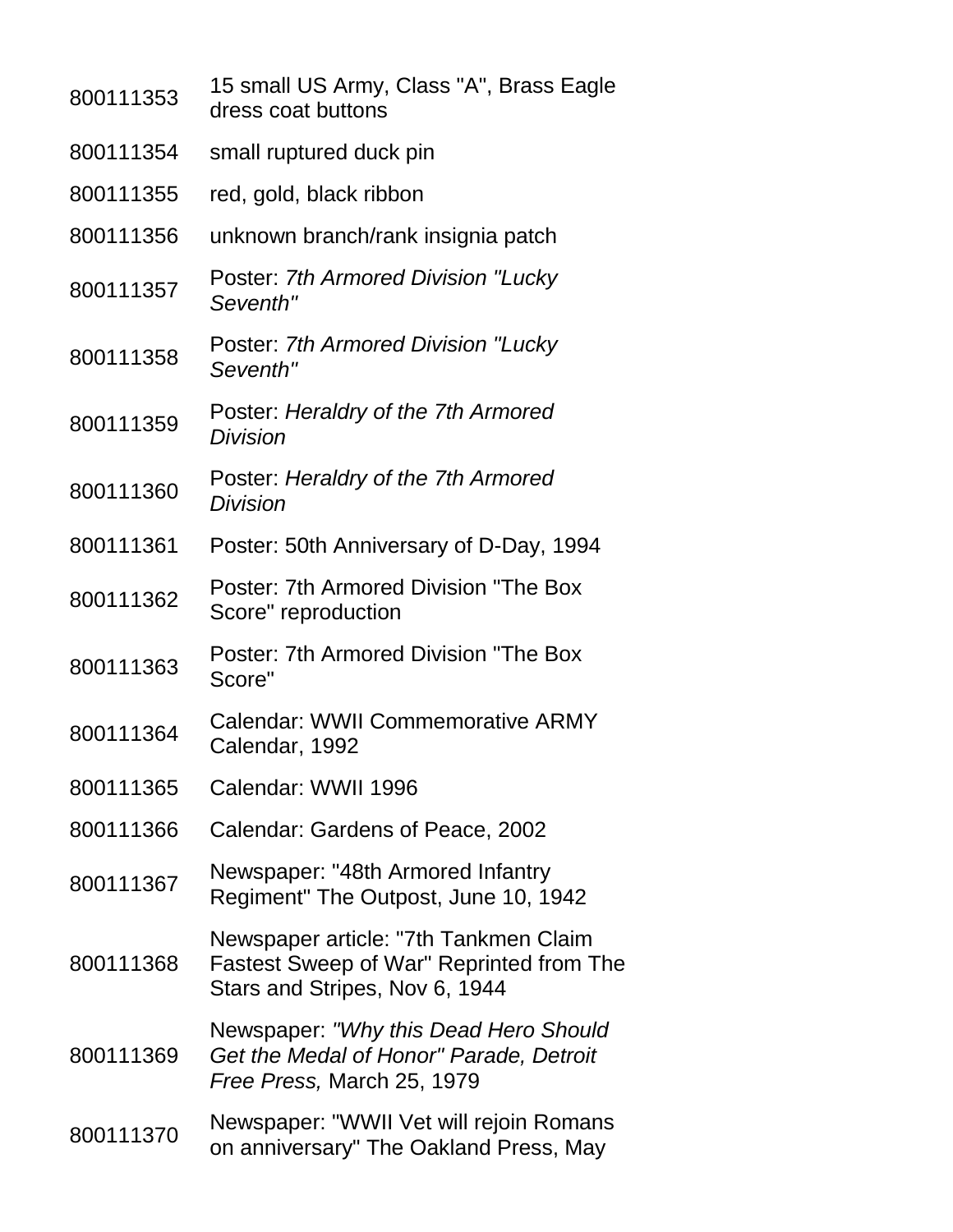| | |
|---|---|
| 800111353 | 15 small US Army, Class "A", Brass Eagle dress coat buttons |
| 800111354 | small ruptured duck pin |
| 800111355 | red, gold, black ribbon |
| 800111356 | unknown branch/rank insignia patch |
| 800111357 | Poster: *7th Armored Division "Lucky Seventh"* |
| 800111358 | Poster: *7th Armored Division "Lucky Seventh"* |
| 800111359 | Poster: *Heraldry of the 7th Armored Division* |
| 800111360 | Poster: *Heraldry of the 7th Armored Division* |
| 800111361 | Poster: 50th Anniversary of D-Day, 1994 |
| 800111362 | Poster: 7th Armored Division "The Box Score" reproduction |
| 800111363 | Poster: 7th Armored Division "The Box Score" |
| 800111364 | Calendar: WWII Commemorative ARMY Calendar, 1992 |
| 800111365 | Calendar: WWII 1996 |
| 800111366 | Calendar: Gardens of Peace, 2002 |
| 800111367 | Newspaper: "48th Armored Infantry Regiment" The Outpost, June 10, 1942 |
| 800111368 | Newspaper article: "7th Tankmen Claim Fastest Sweep of War" Reprinted from The Stars and Stripes, Nov 6, 1944 |
| 800111369 | Newspaper: *"Why this Dead Hero Should Get the Medal of Honor" Parade, Detroit Free Press,* March 25, 1979 |
| 800111370 | Newspaper: "WWII Vet will rejoin Romans on anniversary" The Oakland Press, May |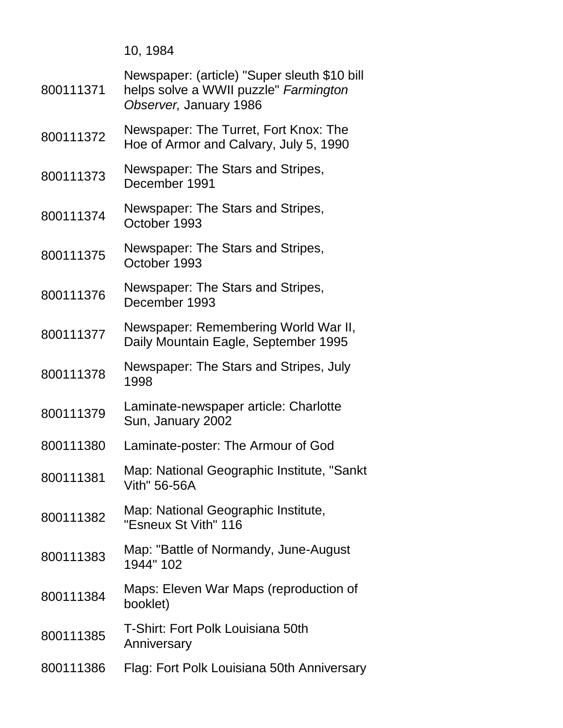| | |
|---|---|
| | 10, 1984 |
| 800111371 | Newspaper: (article) "Super sleuth $10 bill helps solve a WWII puzzle" *Farmington Observer,* January 1986 |
| 800111372 | Newspaper: The Turret, Fort Knox: The Hoe of Armor and Calvary, July 5, 1990 |
| 800111373 | Newspaper: The Stars and Stripes, December 1991 |
| 800111374 | Newspaper: The Stars and Stripes, October 1993 |
| 800111375 | Newspaper: The Stars and Stripes, October 1993 |
| 800111376 | Newspaper: The Stars and Stripes, December 1993 |
| 800111377 | Newspaper: Remembering World War II, Daily Mountain Eagle, September 1995 |
| 800111378 | Newspaper: The Stars and Stripes, July 1998 |
| 800111379 | Laminate-newspaper article: Charlotte Sun, January 2002 |
| 800111380 | Laminate-poster: The Armour of God |
| 800111381 | Map: National Geographic Institute, "Sankt Vith" 56-56A |
| 800111382 | Map: National Geographic Institute, "Esneux St Vith" 116 |
| 800111383 | Map: "Battle of Normandy, June-August 1944" 102 |
| 800111384 | Maps: Eleven War Maps (reproduction of booklet) |
| 800111385 | T-Shirt: Fort Polk Louisiana 50th Anniversary |
| 800111386 | Flag: Fort Polk Louisiana 50th Anniversary |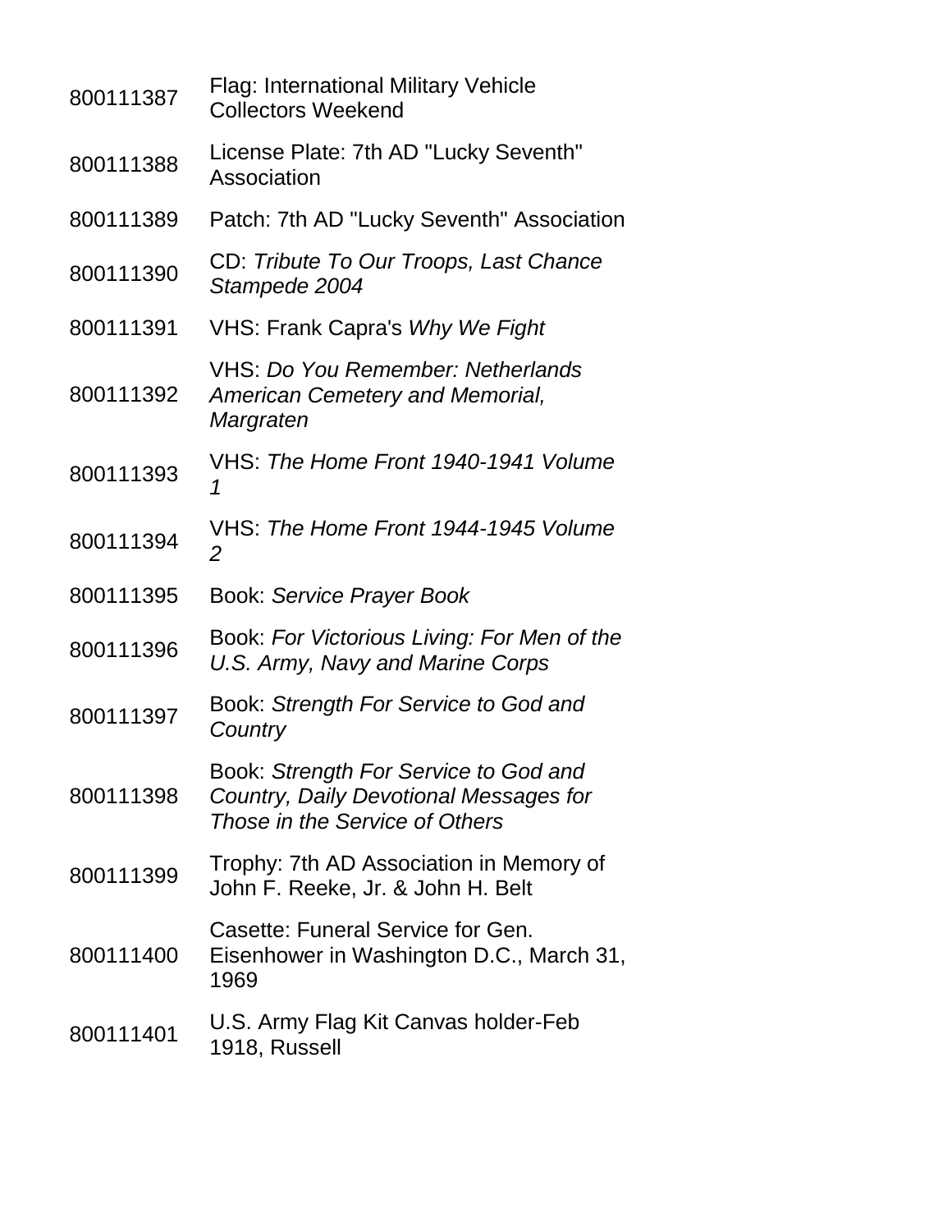| | |
|---|---|
| 800111387 | Flag: International Military Vehicle Collectors Weekend |
| 800111388 | License Plate: 7th AD "Lucky Seventh" Association |
| 800111389 | Patch: 7th AD "Lucky Seventh" Association |
| 800111390 | CD: *Tribute To Our Troops, Last Chance Stampede 2004* |
| 800111391 | VHS: Frank Capra's *Why We Fight* |
| 800111392 | VHS: *Do You Remember: Netherlands American Cemetery and Memorial, Margraten* |
| 800111393 | VHS: *The Home Front 1940-1941 Volume 1* |
| 800111394 | VHS: *The Home Front 1944-1945 Volume 2* |
| 800111395 | Book: *Service Prayer Book* |
| 800111396 | Book: *For Victorious Living: For Men of the U.S. Army, Navy and Marine Corps* |
| 800111397 | Book: *Strength For Service to God and Country* |
| 800111398 | Book: *Strength For Service to God and Country, Daily Devotional Messages for Those in the Service of Others* |
| 800111399 | Trophy: 7th AD Association in Memory of John F. Reeke, Jr. & John H. Belt |
| 800111400 | Casette: Funeral Service for Gen. Eisenhower in Washington D.C., March 31, 1969 |
| 800111401 | U.S. Army Flag Kit Canvas holder-Feb 1918, Russell |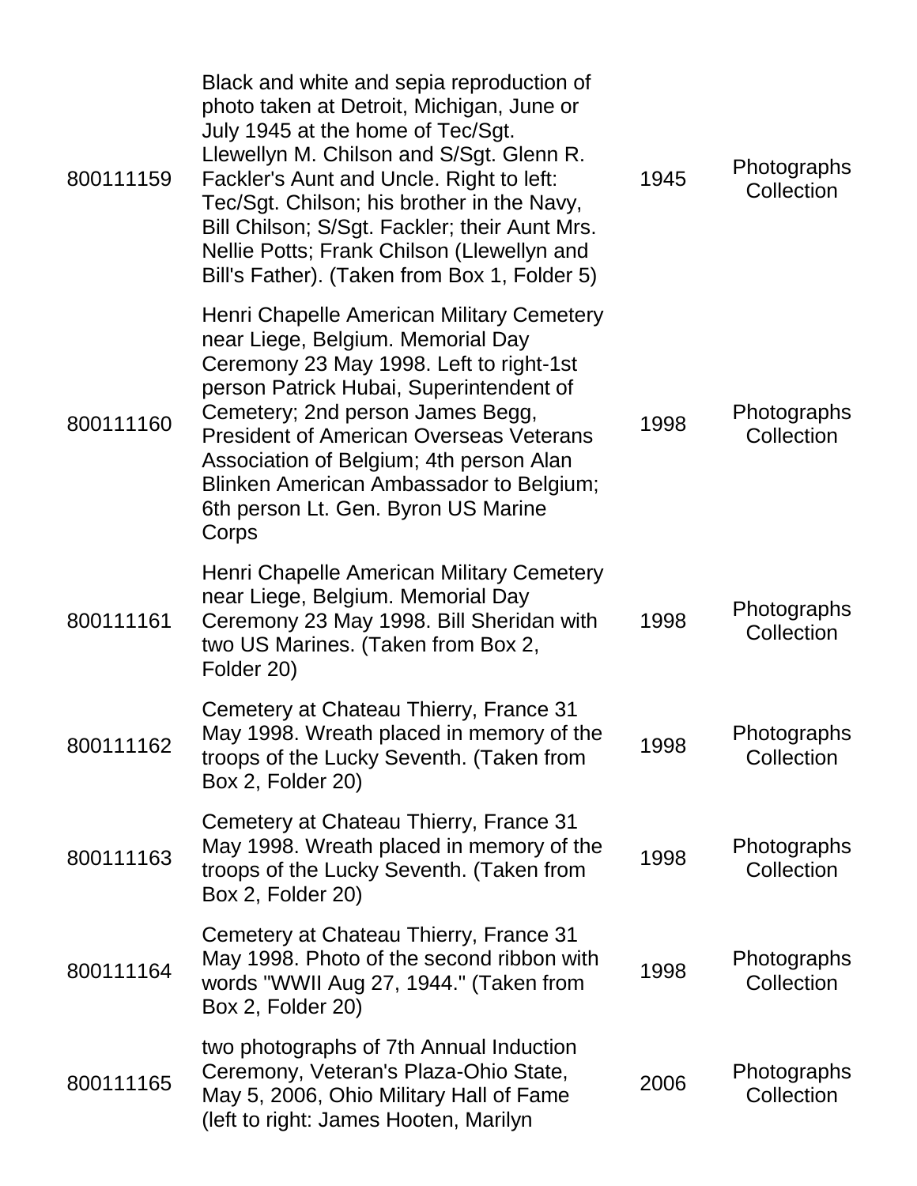| | | | |
|---|---|---|---|
| 800111159 | Black and white and sepia reproduction of photo taken at Detroit, Michigan, June or July 1945 at the home of Tec/Sgt. Llewellyn M. Chilson and S/Sgt. Glenn R. Fackler's Aunt and Uncle. Right to left: Tec/Sgt. Chilson; his brother in the Navy, Bill Chilson; S/Sgt. Fackler; their Aunt Mrs. Nellie Potts; Frank Chilson (Llewellyn and Bill's Father). (Taken from Box 1, Folder 5) | 1945 | Photographs Collection |
| 800111160 | Henri Chapelle American Military Cemetery near Liege, Belgium. Memorial Day Ceremony 23 May 1998. Left to right-1st person Patrick Hubai, Superintendent of Cemetery; 2nd person James Begg, President of American Overseas Veterans Association of Belgium; 4th person Alan Blinken American Ambassador to Belgium; 6th person Lt. Gen. Byron US Marine Corps | 1998 | Photographs Collection |
| 800111161 | Henri Chapelle American Military Cemetery near Liege, Belgium. Memorial Day Ceremony 23 May 1998. Bill Sheridan with two US Marines. (Taken from Box 2, Folder 20) | 1998 | Photographs Collection |
| 800111162 | Cemetery at Chateau Thierry, France 31 May 1998. Wreath placed in memory of the troops of the Lucky Seventh. (Taken from Box 2, Folder 20) | 1998 | Photographs Collection |
| 800111163 | Cemetery at Chateau Thierry, France 31 May 1998. Wreath placed in memory of the troops of the Lucky Seventh. (Taken from Box 2, Folder 20) | 1998 | Photographs Collection |
| 800111164 | Cemetery at Chateau Thierry, France 31 May 1998. Photo of the second ribbon with words "WWII Aug 27, 1944." (Taken from Box 2, Folder 20) | 1998 | Photographs Collection |
| 800111165 | two photographs of 7th Annual Induction Ceremony, Veteran's Plaza-Ohio State, May 5, 2006, Ohio Military Hall of Fame (left to right: James Hooten, Marilyn | 2006 | Photographs Collection |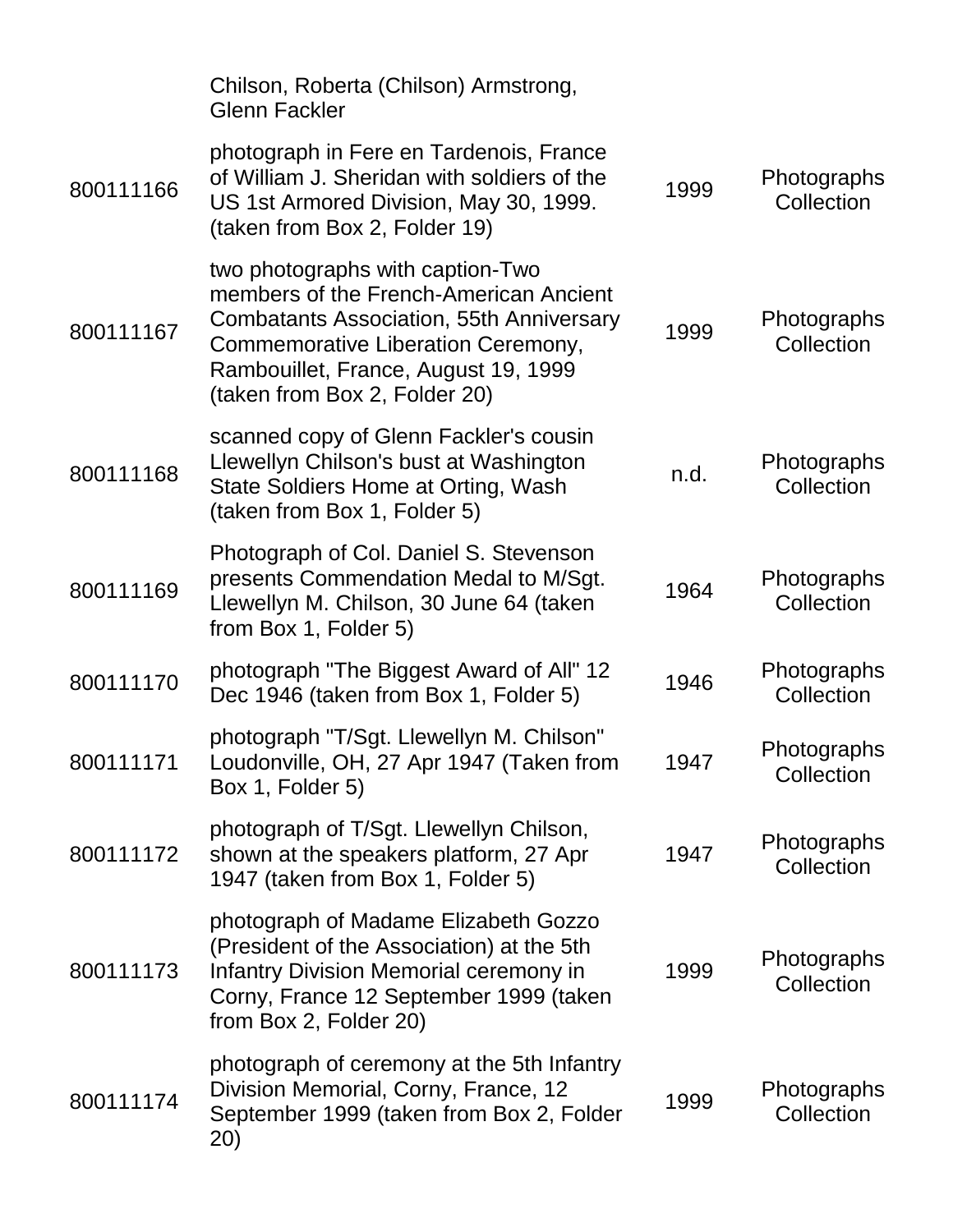| | | | |
|---|---|---|---|
| | Chilson, Roberta (Chilson) Armstrong, Glenn Fackler | | |
| 800111166 | photograph in Fere en Tardenois, France of William J. Sheridan with soldiers of the US 1st Armored Division, May 30, 1999. (taken from Box 2, Folder 19) | 1999 | Photographs Collection |
| 800111167 | two photographs with caption-Two members of the French-American Ancient Combatants Association, 55th Anniversary Commemorative Liberation Ceremony, Rambouillet, France, August 19, 1999 (taken from Box 2, Folder 20) | 1999 | Photographs Collection |
| 800111168 | scanned copy of Glenn Fackler's cousin Llewellyn Chilson's bust at Washington State Soldiers Home at Orting, Wash (taken from Box 1, Folder 5) | n.d. | Photographs Collection |
| 800111169 | Photograph of Col. Daniel S. Stevenson presents Commendation Medal to M/Sgt. Llewellyn M. Chilson, 30 June 64 (taken from Box 1, Folder 5) | 1964 | Photographs Collection |
| 800111170 | photograph "The Biggest Award of All" 12 Dec 1946 (taken from Box 1, Folder 5) | 1946 | Photographs Collection |
| 800111171 | photograph "T/Sgt. Llewellyn M. Chilson" Loudonville, OH, 27 Apr 1947 (Taken from Box 1, Folder 5) | 1947 | Photographs Collection |
| 800111172 | photograph of T/Sgt. Llewellyn Chilson, shown at the speakers platform, 27 Apr 1947 (taken from Box 1, Folder 5) | 1947 | Photographs Collection |
| 800111173 | photograph of Madame Elizabeth Gozzo (President of the Association) at the 5th Infantry Division Memorial ceremony in Corny, France 12 September 1999 (taken from Box 2, Folder 20) | 1999 | Photographs Collection |
| 800111174 | photograph of ceremony at the 5th Infantry Division Memorial, Corny, France, 12 September 1999 (taken from Box 2, Folder 20) | 1999 | Photographs Collection |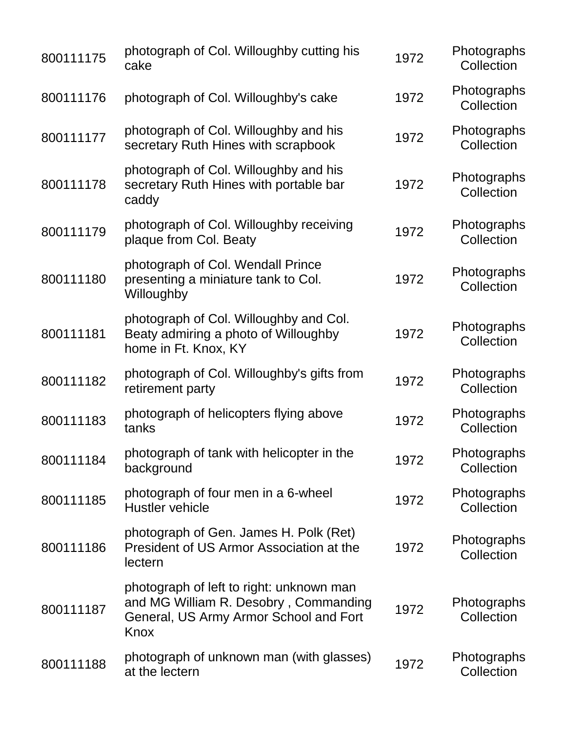| | | | |
|---|---|---|---|
| 800111175 | photograph of Col. Willoughby cutting his cake | 1972 | Photographs Collection |
| 800111176 | photograph of Col. Willoughby's cake | 1972 | Photographs Collection |
| 800111177 | photograph of Col. Willoughby and his secretary Ruth Hines with scrapbook | 1972 | Photographs Collection |
| 800111178 | photograph of Col. Willoughby and his secretary Ruth Hines with portable bar caddy | 1972 | Photographs Collection |
| 800111179 | photograph of Col. Willoughby receiving plaque from Col. Beaty | 1972 | Photographs Collection |
| 800111180 | photograph of Col. Wendall Prince presenting a miniature tank to Col. Willoughby | 1972 | Photographs Collection |
| 800111181 | photograph of Col. Willoughby and Col. Beaty admiring a photo of Willoughby home in Ft. Knox, KY | 1972 | Photographs Collection |
| 800111182 | photograph of Col. Willoughby's gifts from retirement party | 1972 | Photographs Collection |
| 800111183 | photograph of helicopters flying above tanks | 1972 | Photographs Collection |
| 800111184 | photograph of tank with helicopter in the background | 1972 | Photographs Collection |
| 800111185 | photograph of four men in a 6-wheel Hustler vehicle | 1972 | Photographs Collection |
| 800111186 | photograph of Gen. James H. Polk (Ret) President of US Armor Association at the lectern | 1972 | Photographs Collection |
| 800111187 | photograph of left to right: unknown man and MG William R. Desobry , Commanding General, US Army Armor School and Fort Knox | 1972 | Photographs Collection |
| 800111188 | photograph of unknown man (with glasses) at the lectern | 1972 | Photographs Collection |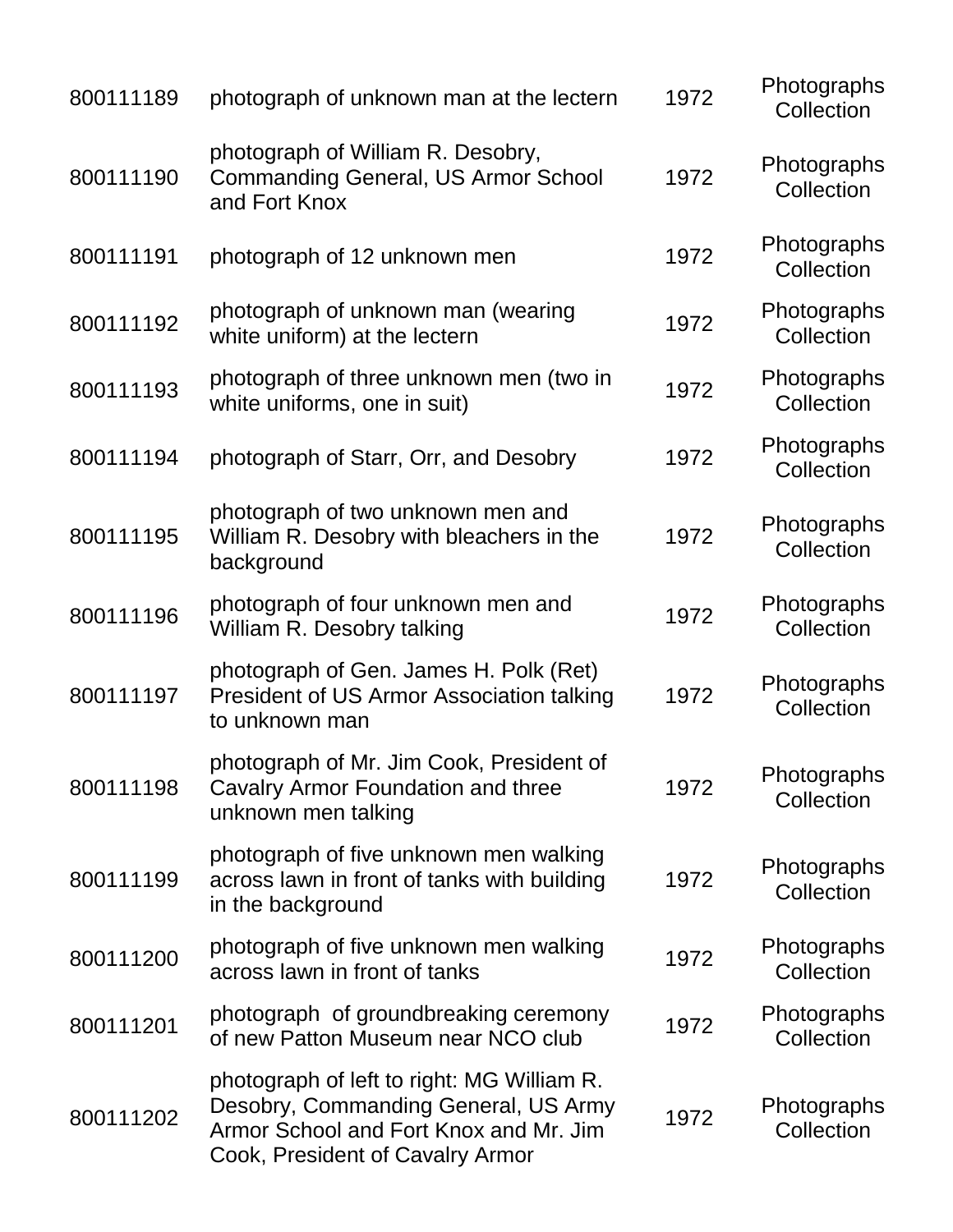| | | | |
|---|---|---|---|
| 800111189 | photograph of unknown man at the lectern | 1972 | Photographs Collection |
| 800111190 | photograph of William R. Desobry, Commanding General, US Armor School and Fort Knox | 1972 | Photographs Collection |
| 800111191 | photograph of 12 unknown men | 1972 | Photographs Collection |
| 800111192 | photograph of unknown man (wearing white uniform) at the lectern | 1972 | Photographs Collection |
| 800111193 | photograph of three unknown men (two in white uniforms, one in suit) | 1972 | Photographs Collection |
| 800111194 | photograph of Starr, Orr, and Desobry | 1972 | Photographs Collection |
| 800111195 | photograph of two unknown men and William R. Desobry with bleachers in the background | 1972 | Photographs Collection |
| 800111196 | photograph of four unknown men and William R. Desobry talking | 1972 | Photographs Collection |
| 800111197 | photograph of Gen. James H. Polk (Ret) President of US Armor Association talking to unknown man | 1972 | Photographs Collection |
| 800111198 | photograph of Mr. Jim Cook, President of Cavalry Armor Foundation and three unknown men talking | 1972 | Photographs Collection |
| 800111199 | photograph of five unknown men walking across lawn in front of tanks with building in the background | 1972 | Photographs Collection |
| 800111200 | photograph of five unknown men walking across lawn in front of tanks | 1972 | Photographs Collection |
| 800111201 | photograph of groundbreaking ceremony of new Patton Museum near NCO club | 1972 | Photographs Collection |
| 800111202 | photograph of left to right: MG William R. Desobry, Commanding General, US Army Armor School and Fort Knox and Mr. Jim Cook, President of Cavalry Armor | 1972 | Photographs Collection |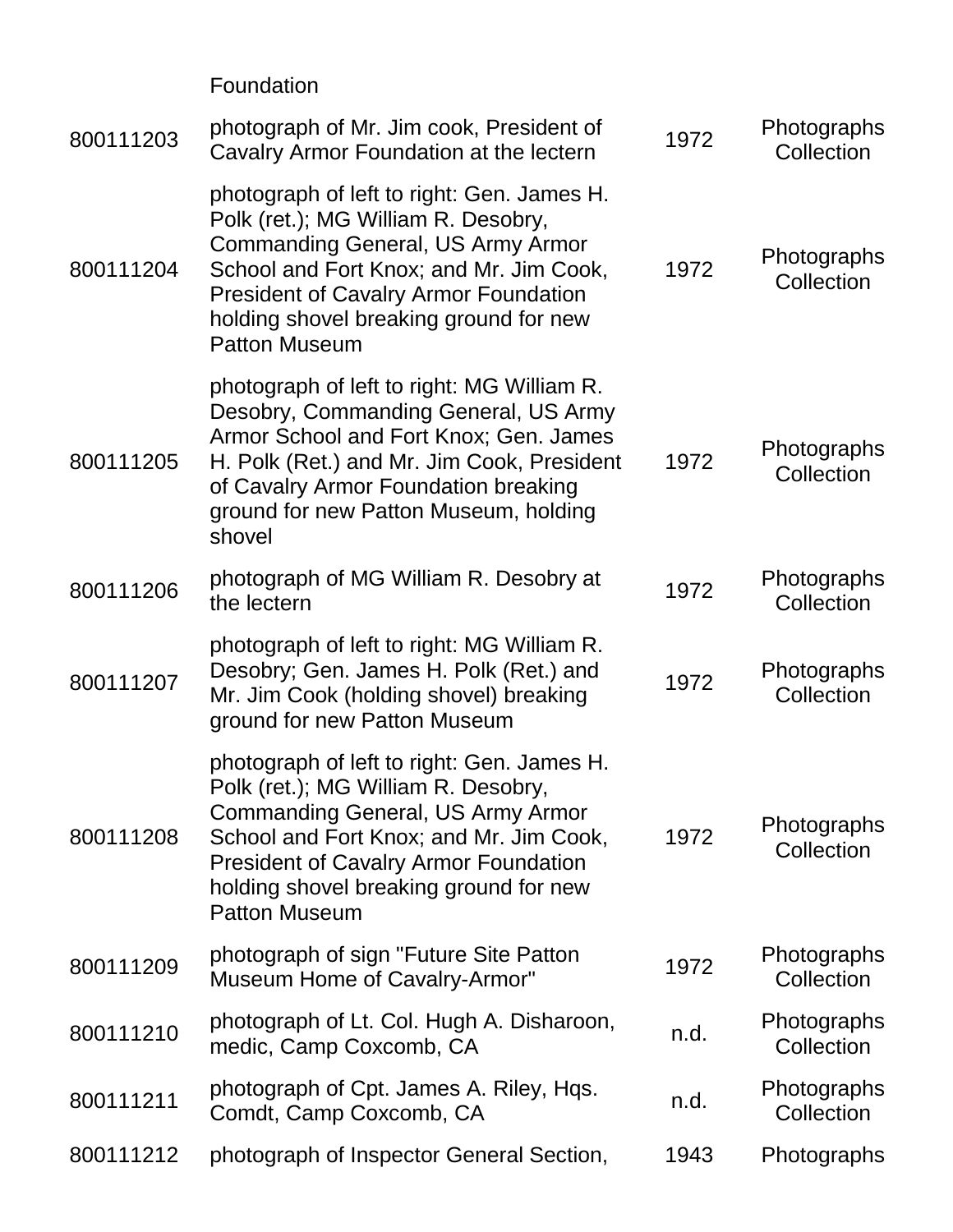| | Foundation | | |
|---|---|---|---|
| 800111203 | photograph of Mr. Jim cook, President of Cavalry Armor Foundation at the lectern | 1972 | Photographs Collection |
| 800111204 | photograph of left to right: Gen. James H. Polk (ret.); MG William R. Desobry, Commanding General, US Army Armor School and Fort Knox; and Mr. Jim Cook, President of Cavalry Armor Foundation holding shovel breaking ground for new Patton Museum | 1972 | Photographs Collection |
| 800111205 | photograph of left to right: MG William R. Desobry, Commanding General, US Army Armor School and Fort Knox; Gen. James H. Polk (Ret.) and Mr. Jim Cook, President of Cavalry Armor Foundation breaking ground for new Patton Museum, holding shovel | 1972 | Photographs Collection |
| 800111206 | photograph of MG William R. Desobry at the lectern | 1972 | Photographs Collection |
| 800111207 | photograph of left to right: MG William R. Desobry; Gen. James H. Polk (Ret.) and Mr. Jim Cook (holding shovel) breaking ground for new Patton Museum | 1972 | Photographs Collection |
| 800111208 | photograph of left to right: Gen. James H. Polk (ret.); MG William R. Desobry, Commanding General, US Army Armor School and Fort Knox; and Mr. Jim Cook, President of Cavalry Armor Foundation holding shovel breaking ground for new Patton Museum | 1972 | Photographs Collection |
| 800111209 | photograph of sign "Future Site Patton Museum Home of Cavalry-Armor" | 1972 | Photographs Collection |
| 800111210 | photograph of Lt. Col. Hugh A. Disharoon, medic, Camp Coxcomb, CA | n.d. | Photographs Collection |
| 800111211 | photograph of Cpt. James A. Riley, Hqs. Comdt, Camp Coxcomb, CA | n.d. | Photographs Collection |
| 800111212 | photograph of Inspector General Section, | 1943 | Photographs |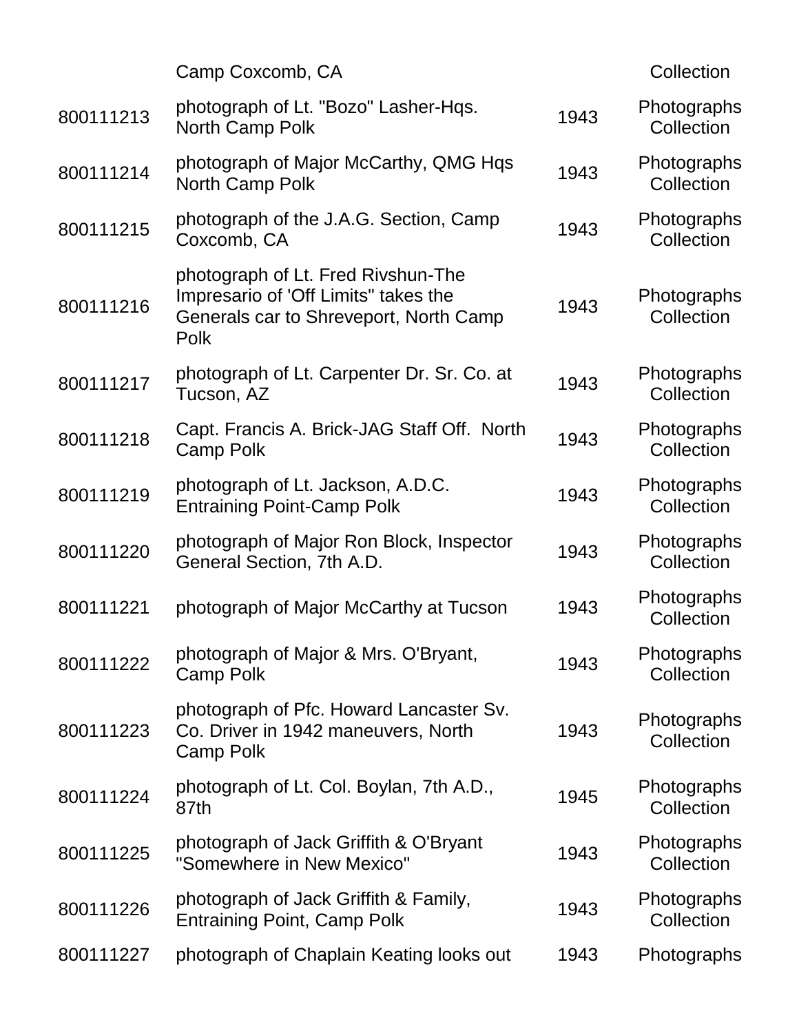| | | | |
|---|---|---|---|
| | Camp Coxcomb, CA | | Collection |
| 800111213 | photograph of Lt. "Bozo" Lasher-Hqs. North Camp Polk | 1943 | Photographs Collection |
| 800111214 | photograph of Major McCarthy, QMG Hqs North Camp Polk | 1943 | Photographs Collection |
| 800111215 | photograph of the J.A.G. Section, Camp Coxcomb, CA | 1943 | Photographs Collection |
| 800111216 | photograph of Lt. Fred Rivshun-The Impresario of 'Off Limits" takes the Generals car to Shreveport, North Camp Polk | 1943 | Photographs Collection |
| 800111217 | photograph of Lt. Carpenter Dr. Sr. Co. at Tucson, AZ | 1943 | Photographs Collection |
| 800111218 | Capt. Francis A. Brick-JAG Staff Off. North Camp Polk | 1943 | Photographs Collection |
| 800111219 | photograph of Lt. Jackson, A.D.C. Entraining Point-Camp Polk | 1943 | Photographs Collection |
| 800111220 | photograph of Major Ron Block, Inspector General Section, 7th A.D. | 1943 | Photographs Collection |
| 800111221 | photograph of Major McCarthy at Tucson | 1943 | Photographs Collection |
| 800111222 | photograph of Major & Mrs. O'Bryant, Camp Polk | 1943 | Photographs Collection |
| 800111223 | photograph of Pfc. Howard Lancaster Sv. Co. Driver in 1942 maneuvers, North Camp Polk | 1943 | Photographs Collection |
| 800111224 | photograph of Lt. Col. Boylan, 7th A.D., 87th | 1945 | Photographs Collection |
| 800111225 | photograph of Jack Griffith & O'Bryant "Somewhere in New Mexico" | 1943 | Photographs Collection |
| 800111226 | photograph of Jack Griffith & Family, Entraining Point, Camp Polk | 1943 | Photographs Collection |
| 800111227 | photograph of Chaplain Keating looks out | 1943 | Photographs |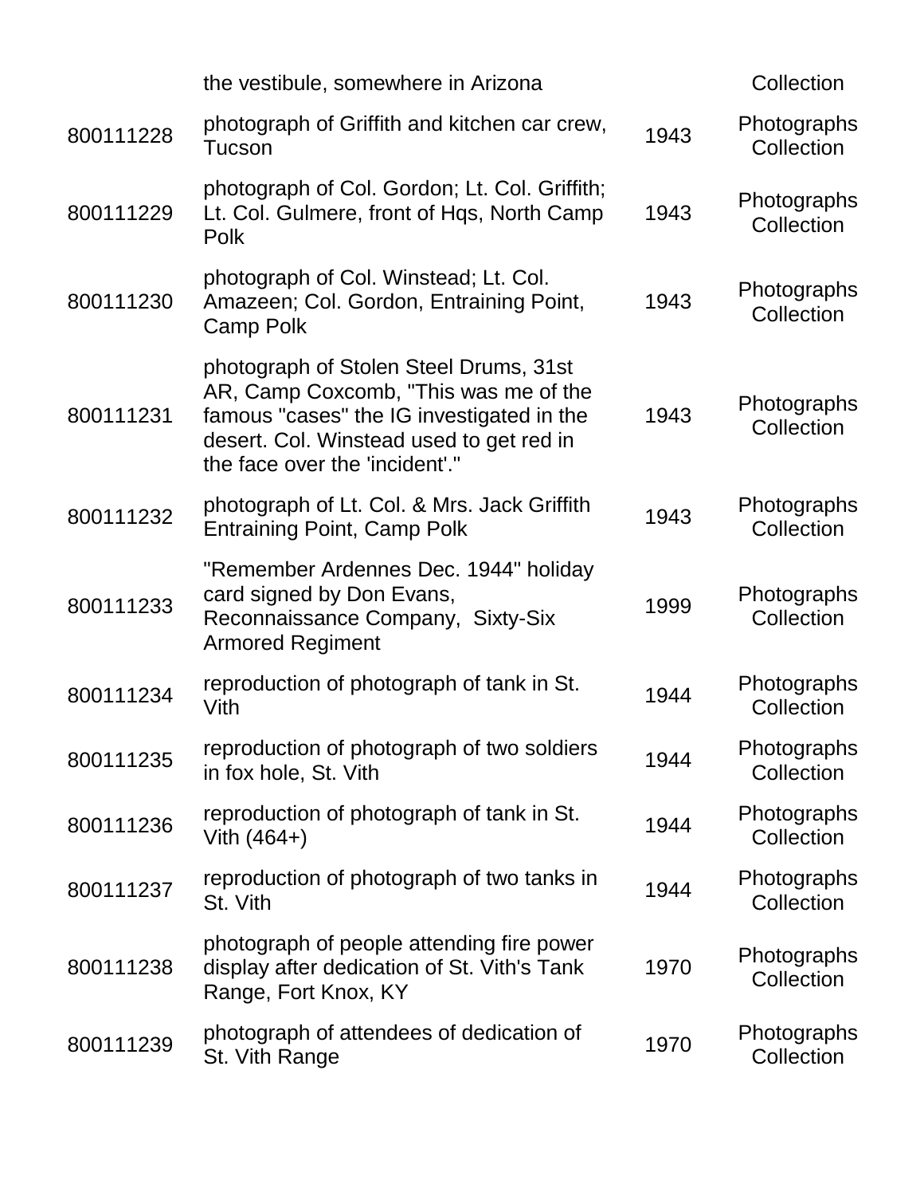|  | the vestibule, somewhere in Arizona |  | Collection |
|---|---|---|---|
| 800111228 | photograph of Griffith and kitchen car crew, Tucson | 1943 | Photographs Collection |
| 800111229 | photograph of Col. Gordon; Lt. Col. Griffith; Lt. Col. Gulmere, front of Hqs, North Camp Polk | 1943 | Photographs Collection |
| 800111230 | photograph of Col. Winstead; Lt. Col. Amazeen; Col. Gordon, Entraining Point, Camp Polk | 1943 | Photographs Collection |
| 800111231 | photograph of Stolen Steel Drums, 31st AR, Camp Coxcomb, "This was me of the famous "cases" the IG investigated in the desert. Col. Winstead used to get red in the face over the 'incident'." | 1943 | Photographs Collection |
| 800111232 | photograph of Lt. Col. & Mrs. Jack Griffith Entraining Point, Camp Polk | 1943 | Photographs Collection |
| 800111233 | "Remember Ardennes Dec. 1944" holiday card signed by Don Evans, Reconnaissance Company, Sixty-Six Armored Regiment | 1999 | Photographs Collection |
| 800111234 | reproduction of photograph of tank in St. Vith | 1944 | Photographs Collection |
| 800111235 | reproduction of photograph of two soldiers in fox hole, St. Vith | 1944 | Photographs Collection |
| 800111236 | reproduction of photograph of tank in St. Vith (464+) | 1944 | Photographs Collection |
| 800111237 | reproduction of photograph of two tanks in St. Vith | 1944 | Photographs Collection |
| 800111238 | photograph of people attending fire power display after dedication of St. Vith's Tank Range, Fort Knox, KY | 1970 | Photographs Collection |
| 800111239 | photograph of attendees of dedication of St. Vith Range | 1970 | Photographs Collection |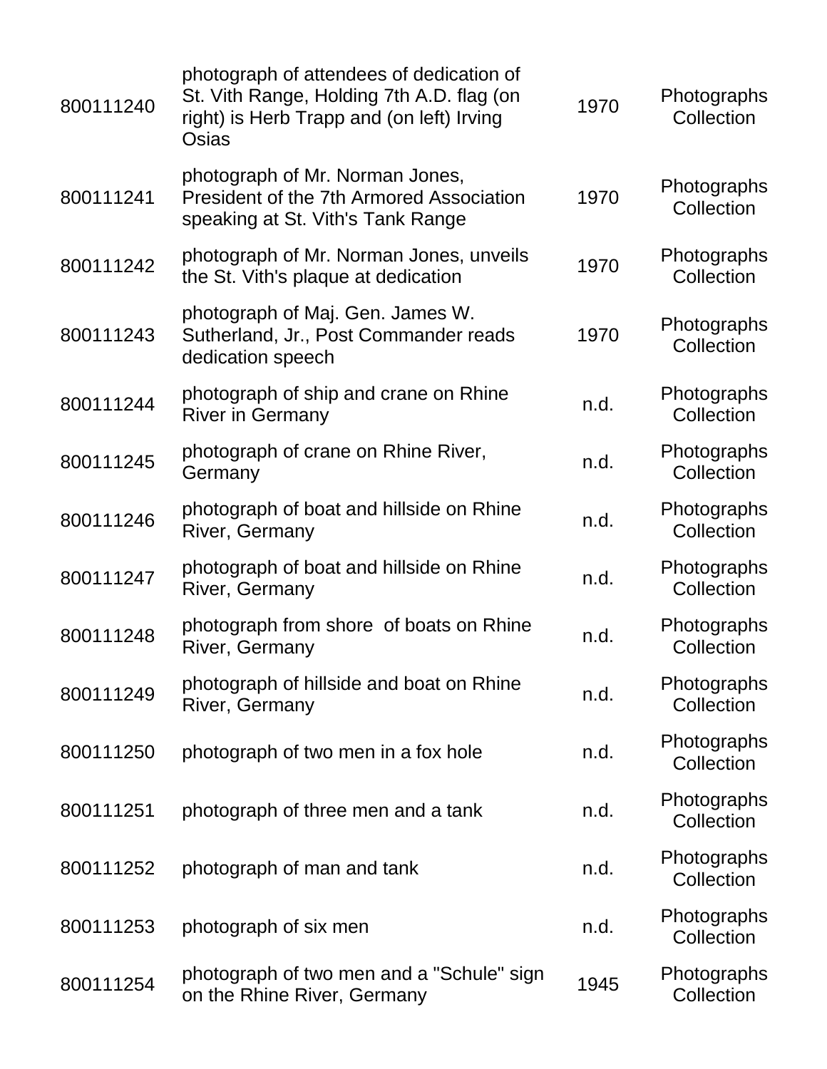| | | | |
|---|---|---|---|
| 800111240 | photograph of attendees of dedication of St. Vith Range, Holding 7th A.D. flag (on right) is Herb Trapp and (on left) Irving Osias | 1970 | Photographs Collection |
| 800111241 | photograph of Mr. Norman Jones, President of the 7th Armored Association speaking at St. Vith's Tank Range | 1970 | Photographs Collection |
| 800111242 | photograph of Mr. Norman Jones, unveils the St. Vith's plaque at dedication | 1970 | Photographs Collection |
| 800111243 | photograph of Maj. Gen. James W. Sutherland, Jr., Post Commander reads dedication speech | 1970 | Photographs Collection |
| 800111244 | photograph of ship and crane on Rhine River in Germany | n.d. | Photographs Collection |
| 800111245 | photograph of crane on Rhine River, Germany | n.d. | Photographs Collection |
| 800111246 | photograph of boat and hillside on Rhine River, Germany | n.d. | Photographs Collection |
| 800111247 | photograph of boat and hillside on Rhine River, Germany | n.d. | Photographs Collection |
| 800111248 | photograph from shore of boats on Rhine River, Germany | n.d. | Photographs Collection |
| 800111249 | photograph of hillside and boat on Rhine River, Germany | n.d. | Photographs Collection |
| 800111250 | photograph of two men in a fox hole | n.d. | Photographs Collection |
| 800111251 | photograph of three men and a tank | n.d. | Photographs Collection |
| 800111252 | photograph of man and tank | n.d. | Photographs Collection |
| 800111253 | photograph of six men | n.d. | Photographs Collection |
| 800111254 | photograph of two men and a "Schule" sign on the Rhine River, Germany | 1945 | Photographs Collection |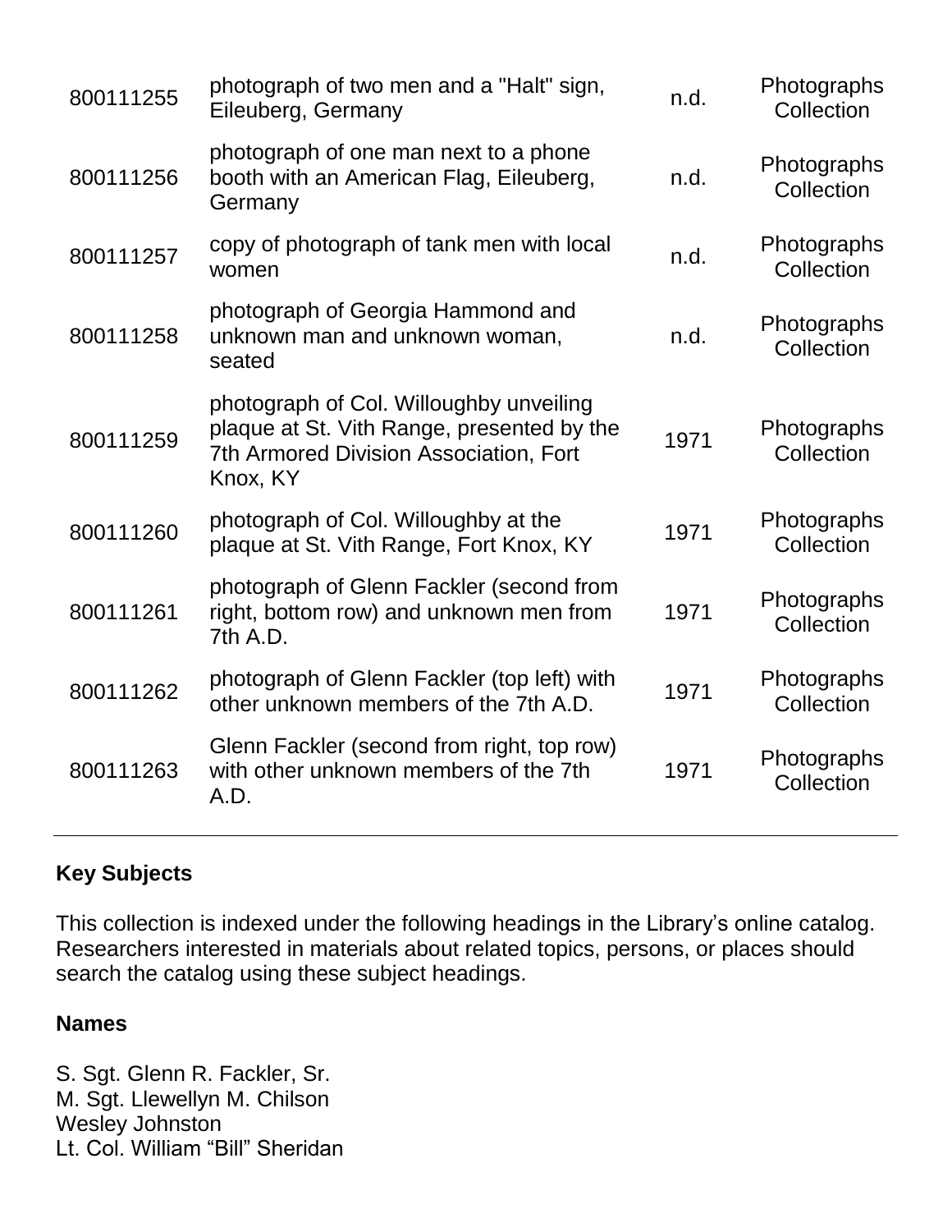| | | | |
|---|---|---|---|
| 800111255 | photograph of two men and a "Halt" sign, Eileuberg, Germany | n.d. | Photographs Collection |
| 800111256 | photograph of one man next to a phone booth with an American Flag, Eileuberg, Germany | n.d. | Photographs Collection |
| 800111257 | copy of photograph of tank men with local women | n.d. | Photographs Collection |
| 800111258 | photograph of Georgia Hammond and unknown man and unknown woman, seated | n.d. | Photographs Collection |
| 800111259 | photograph of Col. Willoughby unveiling plaque at St. Vith Range, presented by the 7th Armored Division Association, Fort Knox, KY | 1971 | Photographs Collection |
| 800111260 | photograph of Col. Willoughby at the plaque at St. Vith Range, Fort Knox, KY | 1971 | Photographs Collection |
| 800111261 | photograph of Glenn Fackler (second from right, bottom row) and unknown men from 7th A.D. | 1971 | Photographs Collection |
| 800111262 | photograph of Glenn Fackler (top left) with other unknown members of the 7th A.D. | 1971 | Photographs Collection |
| 800111263 | Glenn Fackler (second from right, top row) with other unknown members of the 7th A.D. | 1971 | Photographs Collection |

## Key Subjects

This collection is indexed under the following headings in the Library's online catalog. Researchers interested in materials about related topics, persons, or places should search the catalog using these subject headings.

### Names

S. Sgt. Glenn R. Fackler, Sr.
M. Sgt. Llewellyn M. Chilson
Wesley Johnston
Lt. Col. William "Bill" Sheridan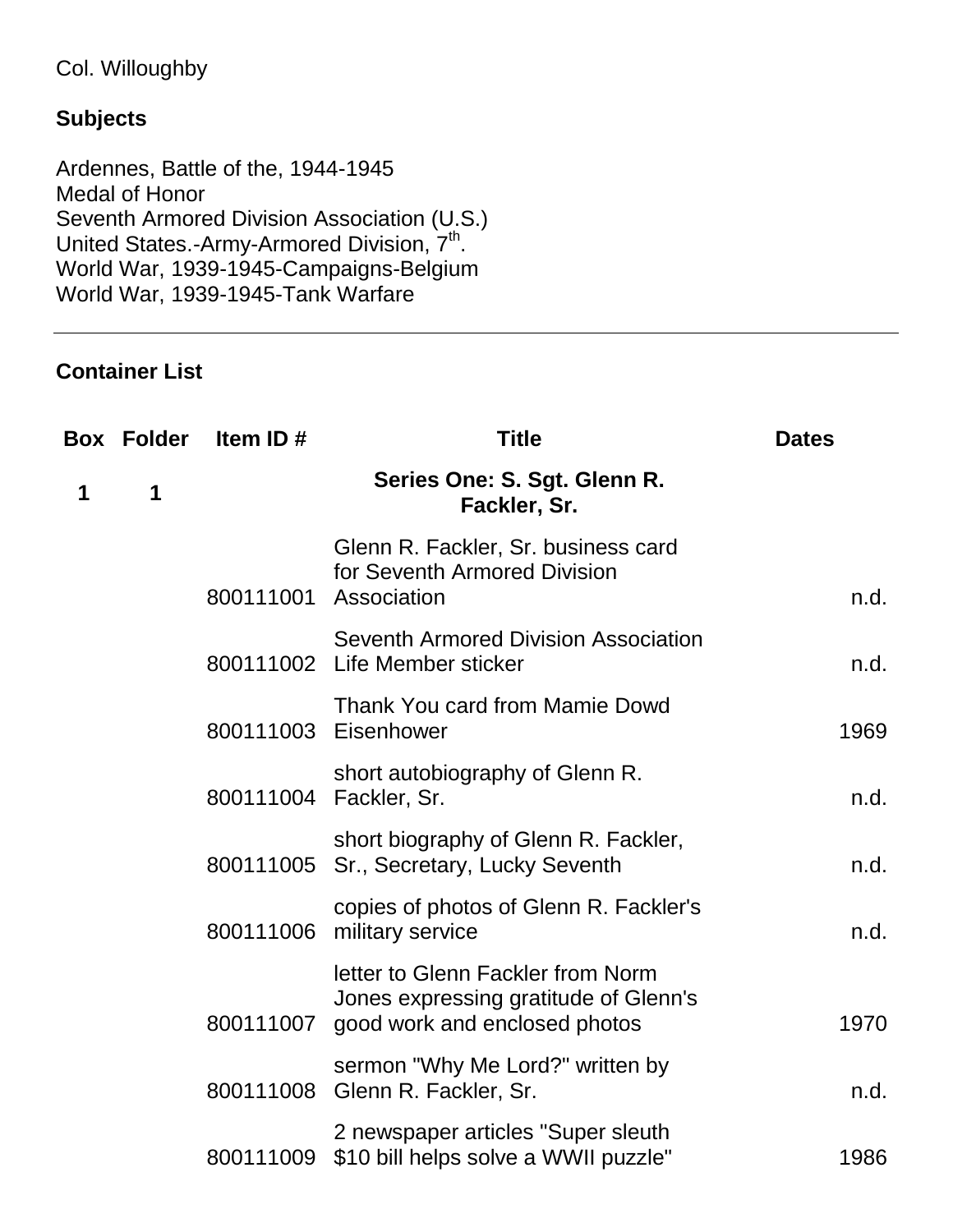Col. Willoughby

**Subjects**

Ardennes, Battle of the, 1944-1945
Medal of Honor
Seventh Armored Division Association (U.S.)
United States.-Army-Armored Division, 7th.
World War, 1939-1945-Campaigns-Belgium
World War, 1939-1945-Tank Warfare

---

**Container List**

| Box | Folder | Item ID # | Title | Dates |
|---|---|---|---|---|
| **1** | **1** | | **Series One: S. Sgt. Glenn R. Fackler, Sr.** | |
| | | 800111001 | Glenn R. Fackler, Sr. business card for Seventh Armored Division Association | n.d. |
| | | 800111002 | Seventh Armored Division Association Life Member sticker | n.d. |
| | | 800111003 | Thank You card from Mamie Dowd Eisenhower | 1969 |
| | | 800111004 | short autobiography of Glenn R. Fackler, Sr. | n.d. |
| | | 800111005 | short biography of Glenn R. Fackler, Sr., Secretary, Lucky Seventh | n.d. |
| | | 800111006 | copies of photos of Glenn R. Fackler's military service | n.d. |
| | | 800111007 | letter to Glenn Fackler from Norm Jones expressing gratitude of Glenn's good work and enclosed photos | 1970 |
| | | 800111008 | sermon "Why Me Lord?" written by Glenn R. Fackler, Sr. | n.d. |
| | | 800111009 | 2 newspaper articles "Super sleuth $10 bill helps solve a WWII puzzle" | 1986 |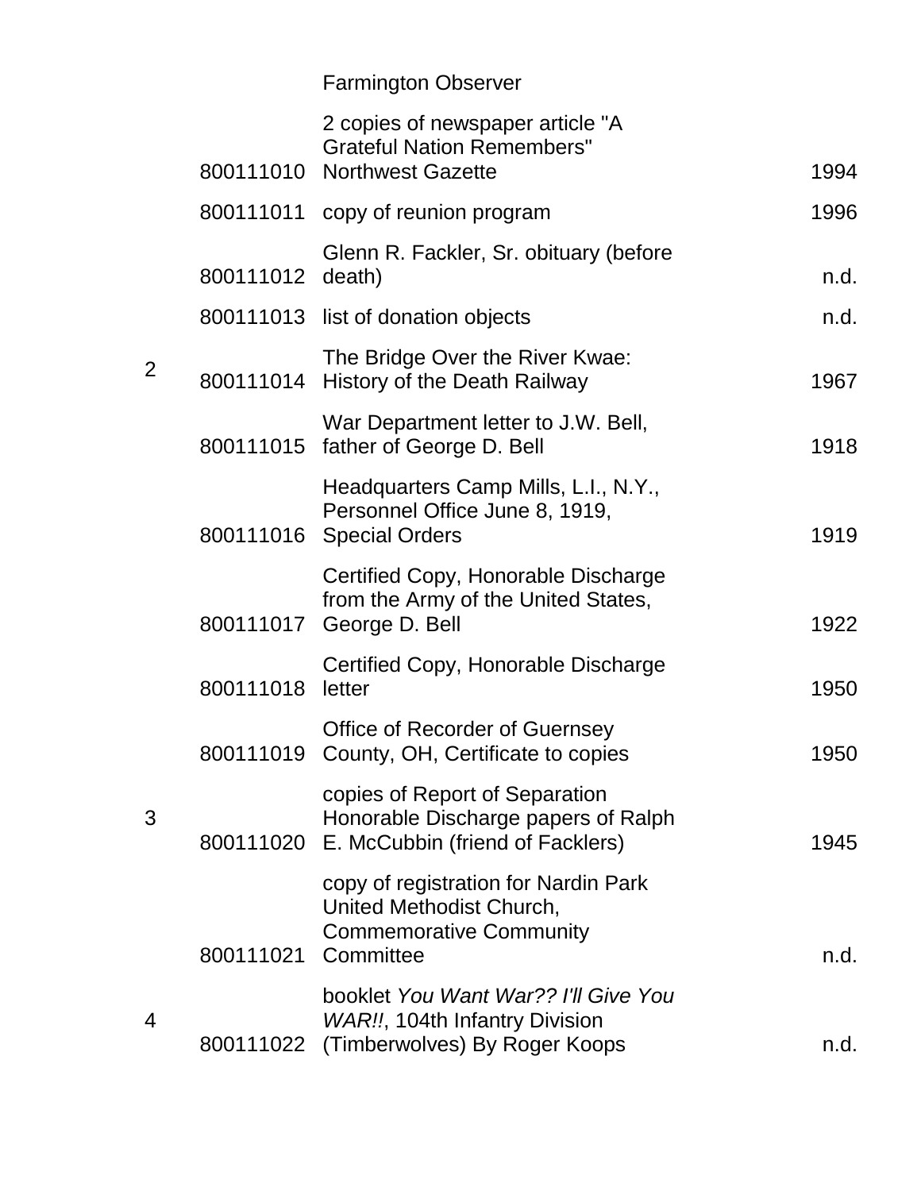| | | | |
|---|---|---|---|
| | | Farmington Observer | |
| | 800111010 | 2 copies of newspaper article "A Grateful Nation Remembers" Northwest Gazette | 1994 |
| | 800111011 | copy of reunion program | 1996 |
| | 800111012 | Glenn R. Fackler, Sr. obituary (before death) | n.d. |
| | 800111013 | list of donation objects | n.d. |
| 2 | 800111014 | The Bridge Over the River Kwae: History of the Death Railway | 1967 |
| | 800111015 | War Department letter to J.W. Bell, father of George D. Bell | 1918 |
| | 800111016 | Headquarters Camp Mills, L.I., N.Y., Personnel Office June 8, 1919, Special Orders | 1919 |
| | 800111017 | Certified Copy, Honorable Discharge from the Army of the United States, George D. Bell | 1922 |
| | 800111018 | Certified Copy, Honorable Discharge letter | 1950 |
| | 800111019 | Office of Recorder of Guernsey County, OH, Certificate to copies | 1950 |
| 3 | 800111020 | copies of Report of Separation Honorable Discharge papers of Ralph E. McCubbin (friend of Facklers) | 1945 |
| | 800111021 | copy of registration for Nardin Park United Methodist Church, Commemorative Community Committee | n.d. |
| 4 | 800111022 | booklet *You Want War?? I'll Give You WAR!!*, 104th Infantry Division (Timberwolves) By Roger Koops | n.d. |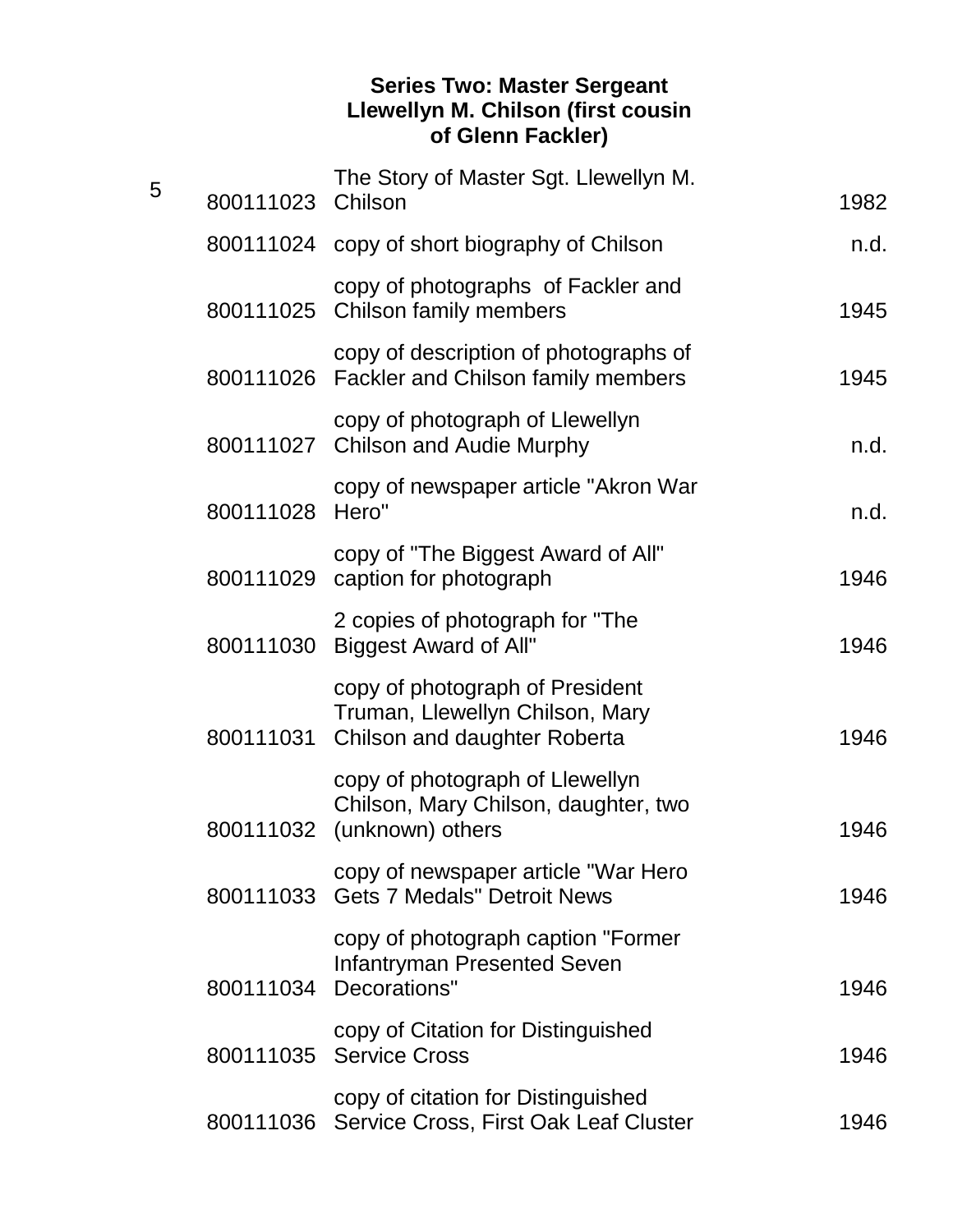### Series Two: Master Sergeant Llewellyn M. Chilson (first cousin of Glenn Fackler)

| Box | ID | Description | Date |
|---|---|---|---|
| 5 | 800111023 | The Story of Master Sgt. Llewellyn M. Chilson | 1982 |
| | 800111024 | copy of short biography of Chilson | n.d. |
| | 800111025 | copy of photographs of Fackler and Chilson family members | 1945 |
| | 800111026 | copy of description of photographs of Fackler and Chilson family members | 1945 |
| | 800111027 | copy of photograph of Llewellyn Chilson and Audie Murphy | n.d. |
| | 800111028 | copy of newspaper article "Akron War Hero" | n.d. |
| | 800111029 | copy of "The Biggest Award of All" caption for photograph | 1946 |
| | 800111030 | 2 copies of photograph for "The Biggest Award of All" | 1946 |
| | 800111031 | copy of photograph of President Truman, Llewellyn Chilson, Mary Chilson and daughter Roberta | 1946 |
| | 800111032 | copy of photograph of Llewellyn Chilson, Mary Chilson, daughter, two (unknown) others | 1946 |
| | 800111033 | copy of newspaper article "War Hero Gets 7 Medals" Detroit News | 1946 |
| | 800111034 | copy of photograph caption "Former Infantryman Presented Seven Decorations" | 1946 |
| | 800111035 | copy of Citation for Distinguished Service Cross | 1946 |
| | 800111036 | copy of citation for Distinguished Service Cross, First Oak Leaf Cluster | 1946 |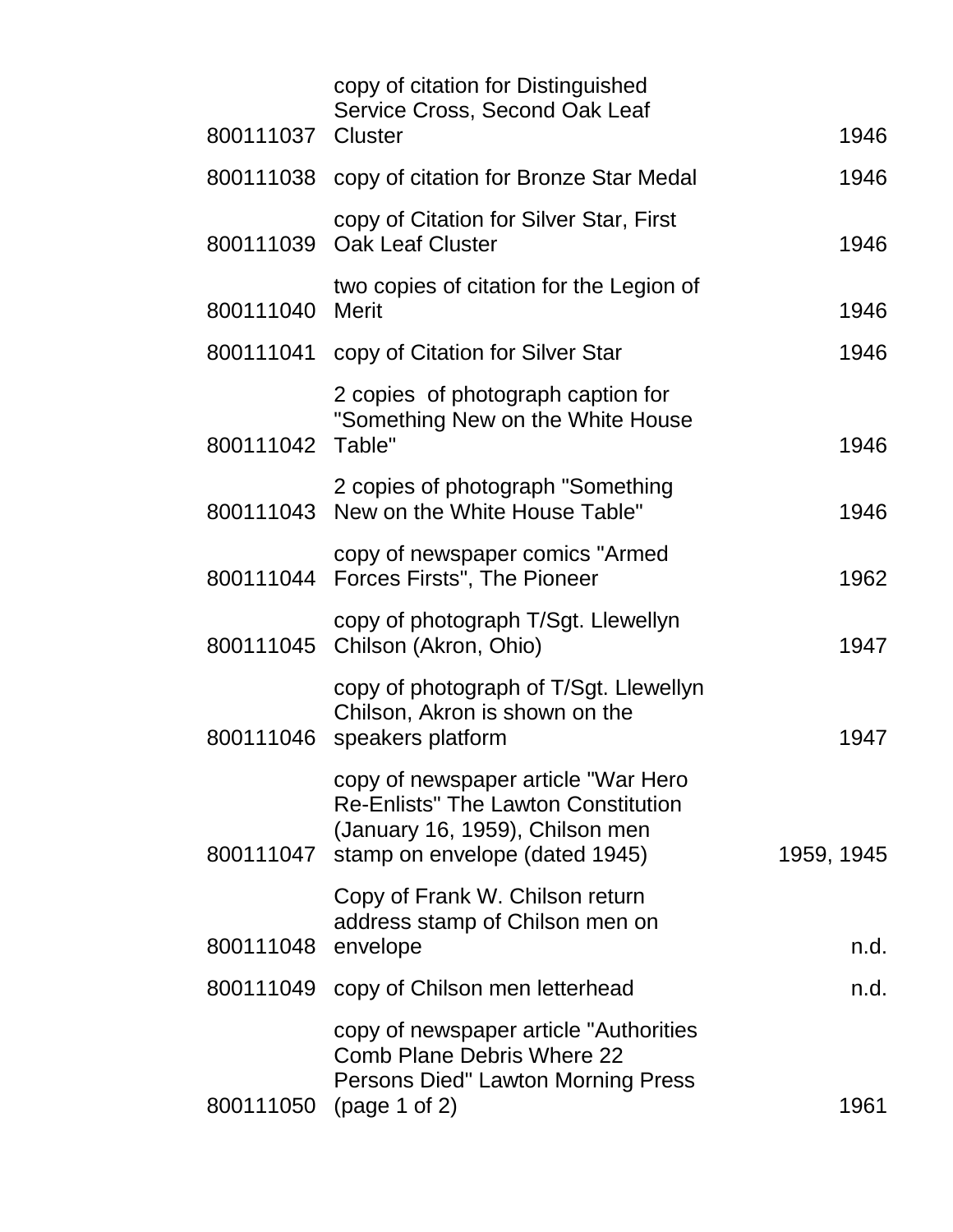| | | |
|---|---|---|
| 800111037 | copy of citation for Distinguished Service Cross, Second Oak Leaf Cluster | 1946 |
| 800111038 | copy of citation for Bronze Star Medal | 1946 |
| 800111039 | copy of Citation for Silver Star, First Oak Leaf Cluster | 1946 |
| 800111040 | two copies of citation for the Legion of Merit | 1946 |
| 800111041 | copy of Citation for Silver Star | 1946 |
| 800111042 | 2 copies of photograph caption for "Something New on the White House Table" | 1946 |
| 800111043 | 2 copies of photograph "Something New on the White House Table" | 1946 |
| 800111044 | copy of newspaper comics "Armed Forces Firsts", The Pioneer | 1962 |
| 800111045 | copy of photograph T/Sgt. Llewellyn Chilson (Akron, Ohio) | 1947 |
| 800111046 | copy of photograph of T/Sgt. Llewellyn Chilson, Akron is shown on the speakers platform | 1947 |
| 800111047 | copy of newspaper article "War Hero Re-Enlists" The Lawton Constitution (January 16, 1959), Chilson men stamp on envelope (dated 1945) | 1959, 1945 |
| 800111048 | Copy of Frank W. Chilson return address stamp of Chilson men on envelope | n.d. |
| 800111049 | copy of Chilson men letterhead | n.d. |
| 800111050 | copy of newspaper article "Authorities Comb Plane Debris Where 22 Persons Died" Lawton Morning Press (page 1 of 2) | 1961 |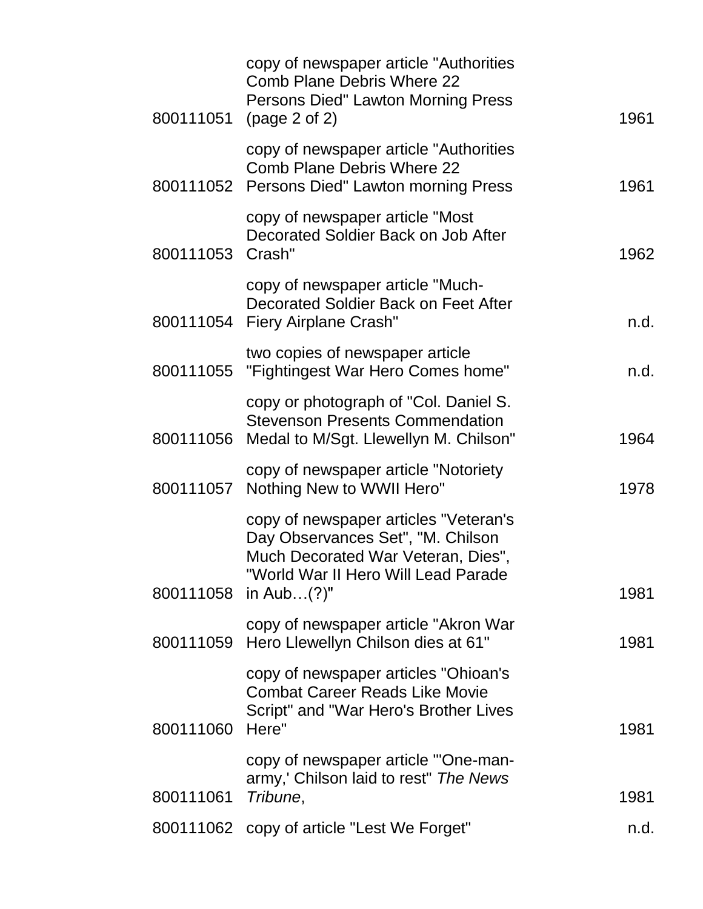| | | |
|---|---|---|
| 800111051 | copy of newspaper article "Authorities Comb Plane Debris Where 22 Persons Died" Lawton Morning Press (page 2 of 2) | 1961 |
| 800111052 | copy of newspaper article "Authorities Comb Plane Debris Where 22 Persons Died" Lawton morning Press | 1961 |
| 800111053 | copy of newspaper article "Most Decorated Soldier Back on Job After Crash" | 1962 |
| 800111054 | copy of newspaper article "Much-Decorated Soldier Back on Feet After Fiery Airplane Crash" | n.d. |
| 800111055 | two copies of newspaper article "Fightingest War Hero Comes home" | n.d. |
| 800111056 | copy or photograph of "Col. Daniel S. Stevenson Presents Commendation Medal to M/Sgt. Llewellyn M. Chilson" | 1964 |
| 800111057 | copy of newspaper article "Notoriety Nothing New to WWII Hero" | 1978 |
| 800111058 | copy of newspaper articles "Veteran's Day Observances Set", "M. Chilson Much Decorated War Veteran, Dies", "World War II Hero Will Lead Parade in Aub…(?)" | 1981 |
| 800111059 | copy of newspaper article "Akron War Hero Llewellyn Chilson dies at 61" | 1981 |
| 800111060 | copy of newspaper articles "Ohioan's Combat Career Reads Like Movie Script" and "War Hero's Brother Lives Here" | 1981 |
| 800111061 | copy of newspaper article "'One-man-army,' Chilson laid to rest" *The News Tribune*, | 1981 |
| 800111062 | copy of article "Lest We Forget" | n.d. |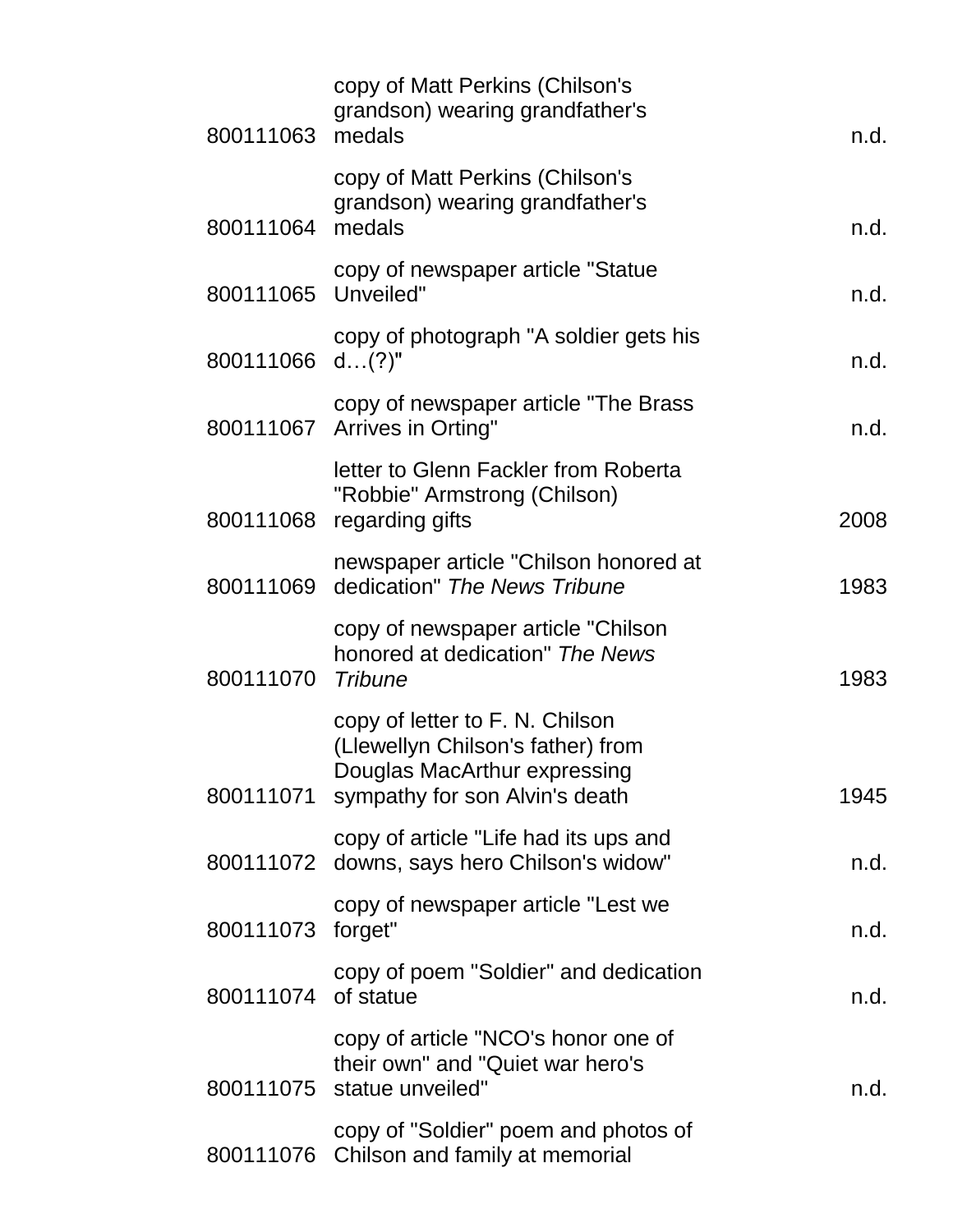| | | |
|---|---|---|
| 800111063 | copy of Matt Perkins (Chilson's grandson) wearing grandfather's medals | n.d. |
| 800111064 | copy of Matt Perkins (Chilson's grandson) wearing grandfather's medals | n.d. |
| 800111065 | copy of newspaper article "Statue Unveiled" | n.d. |
| 800111066 | copy of photograph "A soldier gets his d…(?)" | n.d. |
| 800111067 | copy of newspaper article "The Brass Arrives in Orting" | n.d. |
| 800111068 | letter to Glenn Fackler from Roberta "Robbie" Armstrong (Chilson) regarding gifts | 2008 |
| 800111069 | newspaper article "Chilson honored at dedication" *The News Tribune* | 1983 |
| 800111070 | copy of newspaper article "Chilson honored at dedication" *The News Tribune* | 1983 |
| 800111071 | copy of letter to F. N. Chilson (Llewellyn Chilson's father) from Douglas MacArthur expressing sympathy for son Alvin's death | 1945 |
| 800111072 | copy of article "Life had its ups and downs, says hero Chilson's widow" | n.d. |
| 800111073 | copy of newspaper article "Lest we forget" | n.d. |
| 800111074 | copy of poem "Soldier" and dedication of statue | n.d. |
| 800111075 | copy of article "NCO's honor one of their own" and "Quiet war hero's statue unveiled" | n.d. |
| 800111076 | copy of "Soldier" poem and photos of Chilson and family at memorial | |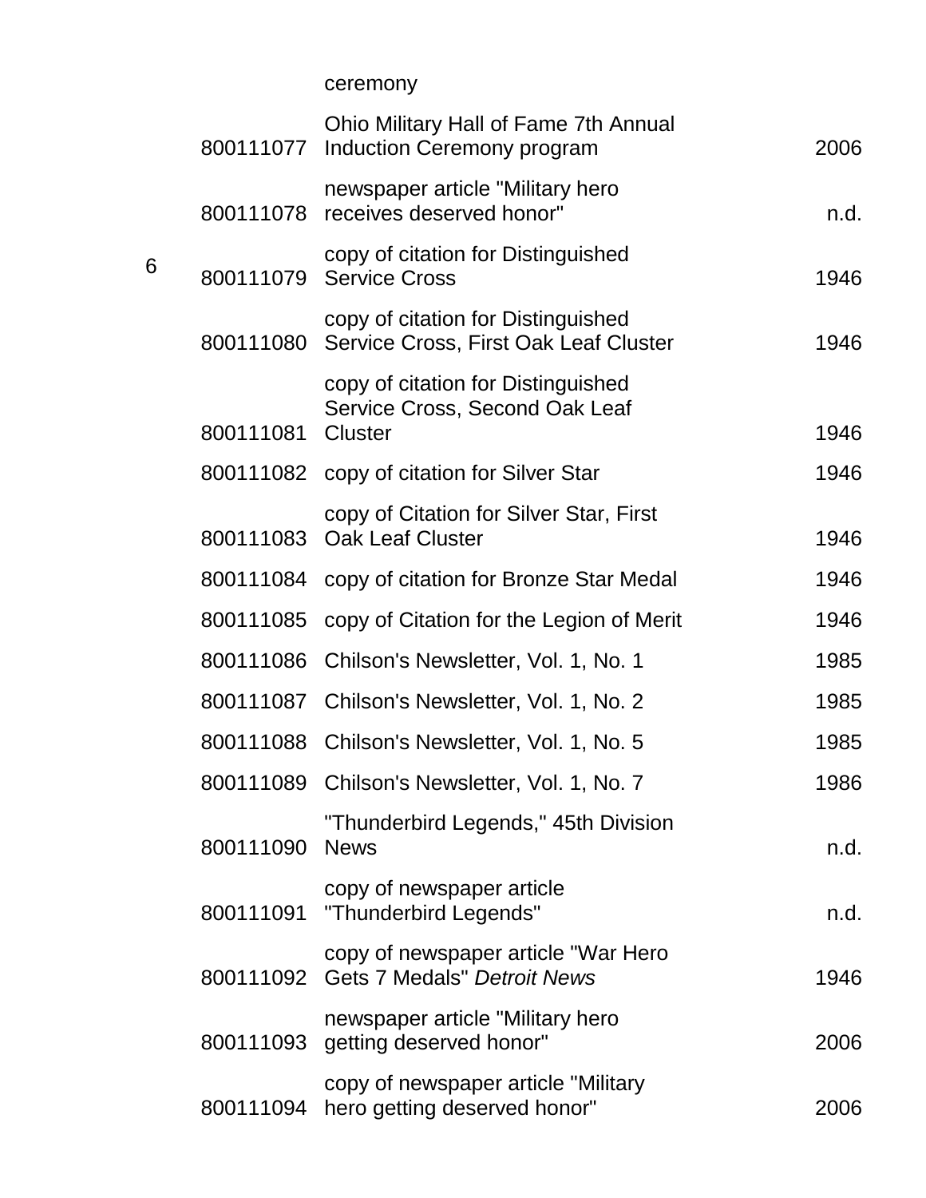| | | ceremony | |
|---|---|---|---|
| | 800111077 | Ohio Military Hall of Fame 7th Annual Induction Ceremony program | 2006 |
| | 800111078 | newspaper article "Military hero receives deserved honor" | n.d. |
| 6 | 800111079 | copy of citation for Distinguished Service Cross | 1946 |
| | 800111080 | copy of citation for Distinguished Service Cross, First Oak Leaf Cluster | 1946 |
| | 800111081 | copy of citation for Distinguished Service Cross, Second Oak Leaf Cluster | 1946 |
| | 800111082 | copy of citation for Silver Star | 1946 |
| | 800111083 | copy of Citation for Silver Star, First Oak Leaf Cluster | 1946 |
| | 800111084 | copy of citation for Bronze Star Medal | 1946 |
| | 800111085 | copy of Citation for the Legion of Merit | 1946 |
| | 800111086 | Chilson's Newsletter, Vol. 1, No. 1 | 1985 |
| | 800111087 | Chilson's Newsletter, Vol. 1, No. 2 | 1985 |
| | 800111088 | Chilson's Newsletter, Vol. 1, No. 5 | 1985 |
| | 800111089 | Chilson's Newsletter, Vol. 1, No. 7 | 1986 |
| | 800111090 | "Thunderbird Legends," 45th Division News | n.d. |
| | 800111091 | copy of newspaper article "Thunderbird Legends" | n.d. |
| | 800111092 | copy of newspaper article "War Hero Gets 7 Medals" *Detroit News* | 1946 |
| | 800111093 | newspaper article "Military hero getting deserved honor" | 2006 |
| | 800111094 | copy of newspaper article "Military hero getting deserved honor" | 2006 |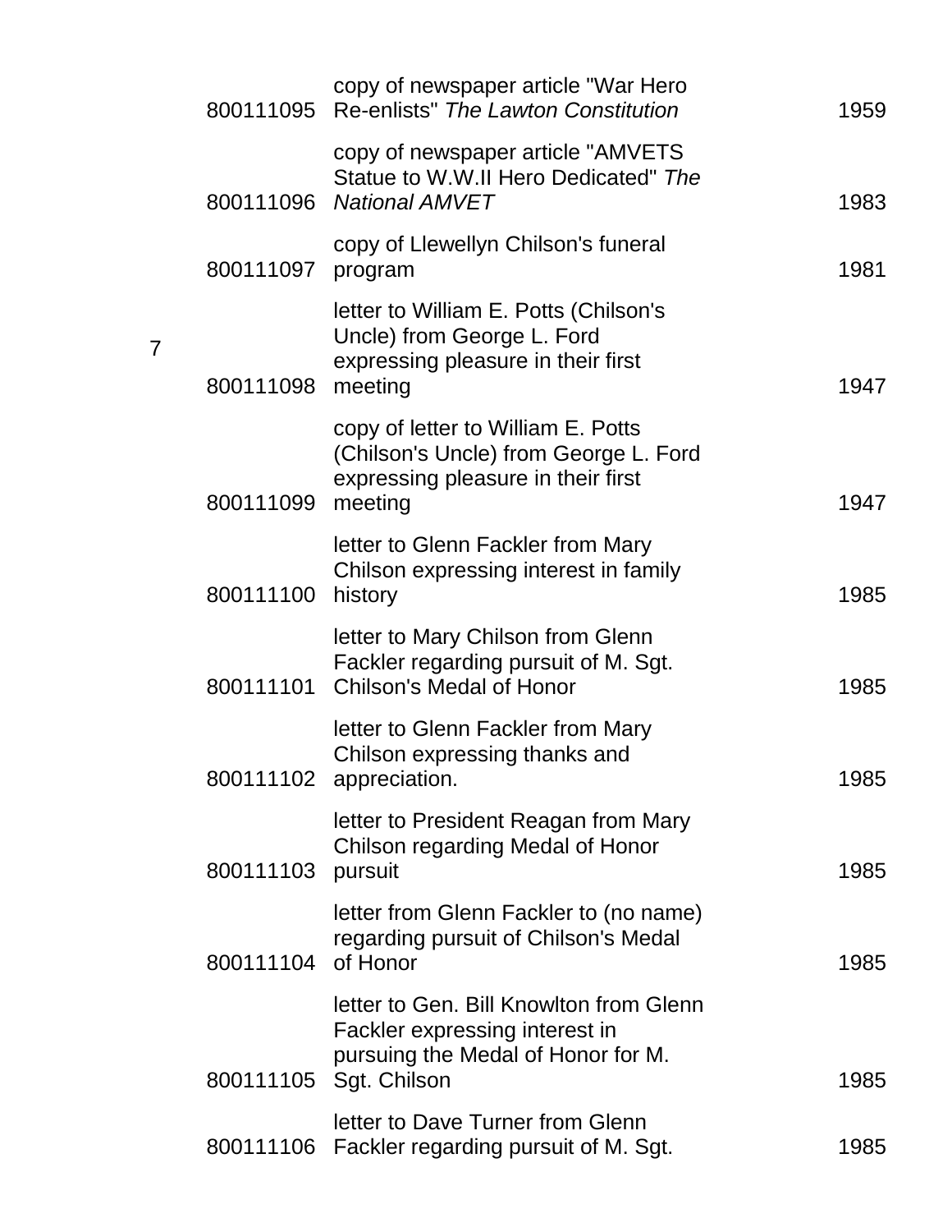| | | | |
|---|---|---|---|
| | 800111095 | copy of newspaper article "War Hero Re-enlists" *The Lawton Constitution* | 1959 |
| | 800111096 | copy of newspaper article "AMVETS Statue to W.W.II Hero Dedicated" *The National AMVET* | 1983 |
| | 800111097 | copy of Llewellyn Chilson's funeral program | 1981 |
| 7 | 800111098 | letter to William E. Potts (Chilson's Uncle) from George L. Ford expressing pleasure in their first meeting | 1947 |
| | 800111099 | copy of letter to William E. Potts (Chilson's Uncle) from George L. Ford expressing pleasure in their first meeting | 1947 |
| | 800111100 | letter to Glenn Fackler from Mary Chilson expressing interest in family history | 1985 |
| | 800111101 | letter to Mary Chilson from Glenn Fackler regarding pursuit of M. Sgt. Chilson's Medal of Honor | 1985 |
| | 800111102 | letter to Glenn Fackler from Mary Chilson expressing thanks and appreciation. | 1985 |
| | 800111103 | letter to President Reagan from Mary Chilson regarding Medal of Honor pursuit | 1985 |
| | 800111104 | letter from Glenn Fackler to (no name) regarding pursuit of Chilson's Medal of Honor | 1985 |
| | 800111105 | letter to Gen. Bill Knowlton from Glenn Fackler expressing interest in pursuing the Medal of Honor for M. Sgt. Chilson | 1985 |
| | 800111106 | letter to Dave Turner from Glenn Fackler regarding pursuit of M. Sgt. | 1985 |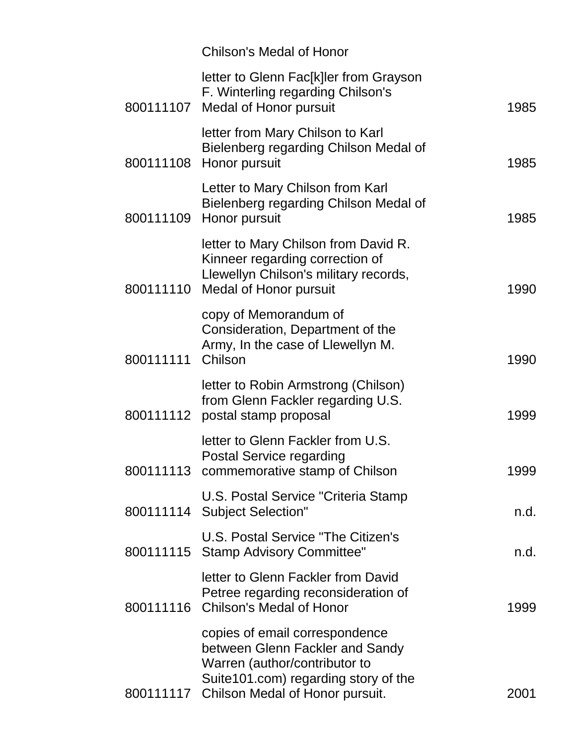| | Chilson's Medal of Honor | |
|---|---|---|
| 800111107 | letter to Glenn Fac[k]ler from Grayson F. Winterling regarding Chilson's Medal of Honor pursuit | 1985 |
| 800111108 | letter from Mary Chilson to Karl Bielenberg regarding Chilson Medal of Honor pursuit | 1985 |
| 800111109 | Letter to Mary Chilson from Karl Bielenberg regarding Chilson Medal of Honor pursuit | 1985 |
| 800111110 | letter to Mary Chilson from David R. Kinneer regarding correction of Llewellyn Chilson's military records, Medal of Honor pursuit | 1990 |
| 800111111 | copy of Memorandum of Consideration, Department of the Army, In the case of Llewellyn M. Chilson | 1990 |
| 800111112 | letter to Robin Armstrong (Chilson) from Glenn Fackler regarding U.S. postal stamp proposal | 1999 |
| 800111113 | letter to Glenn Fackler from U.S. Postal Service regarding commemorative stamp of Chilson | 1999 |
| 800111114 | U.S. Postal Service "Criteria Stamp Subject Selection" | n.d. |
| 800111115 | U.S. Postal Service "The Citizen's Stamp Advisory Committee" | n.d. |
| 800111116 | letter to Glenn Fackler from David Petree regarding reconsideration of Chilson's Medal of Honor | 1999 |
| 800111117 | copies of email correspondence between Glenn Fackler and Sandy Warren (author/contributor to Suite101.com) regarding story of the Chilson Medal of Honor pursuit. | 2001 |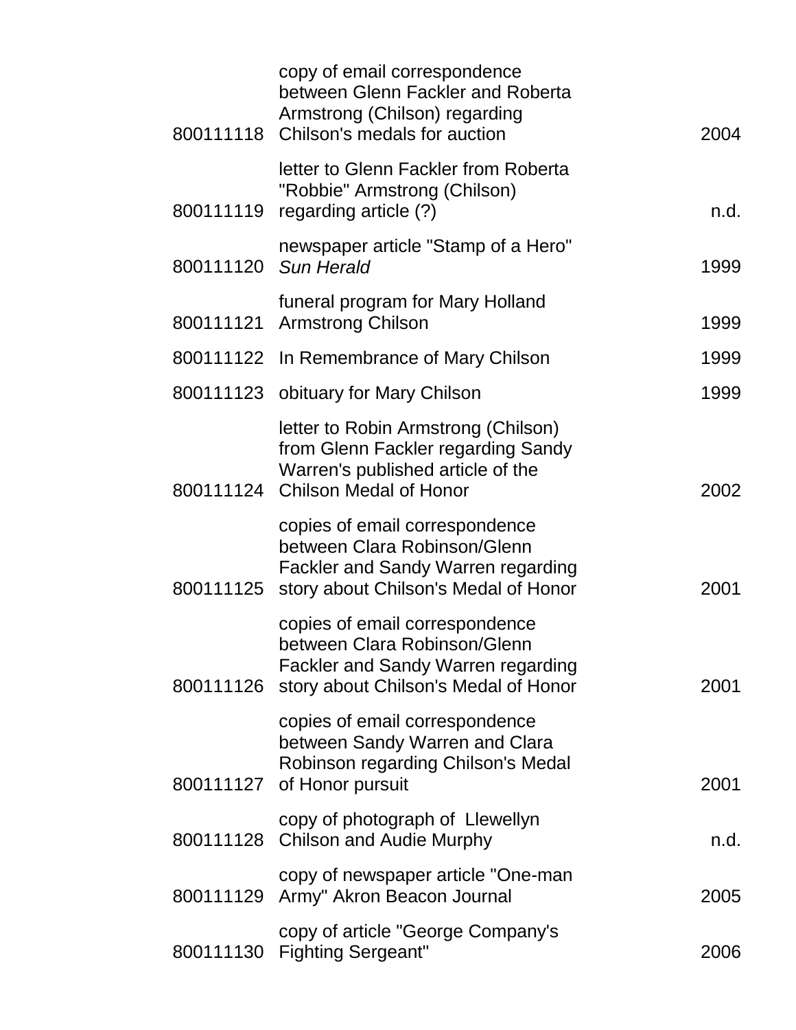| | | |
|---|---|---|
| 800111118 | copy of email correspondence between Glenn Fackler and Roberta Armstrong (Chilson) regarding Chilson's medals for auction | 2004 |
| 800111119 | letter to Glenn Fackler from Roberta "Robbie" Armstrong (Chilson) regarding article (?) | n.d. |
| 800111120 | newspaper article "Stamp of a Hero" *Sun Herald* | 1999 |
| 800111121 | funeral program for Mary Holland Armstrong Chilson | 1999 |
| 800111122 | In Remembrance of Mary Chilson | 1999 |
| 800111123 | obituary for Mary Chilson | 1999 |
| 800111124 | letter to Robin Armstrong (Chilson) from Glenn Fackler regarding Sandy Warren's published article of the Chilson Medal of Honor | 2002 |
| 800111125 | copies of email correspondence between Clara Robinson/Glenn Fackler and Sandy Warren regarding story about Chilson's Medal of Honor | 2001 |
| 800111126 | copies of email correspondence between Clara Robinson/Glenn Fackler and Sandy Warren regarding story about Chilson's Medal of Honor | 2001 |
| 800111127 | copies of email correspondence between Sandy Warren and Clara Robinson regarding Chilson's Medal of Honor pursuit | 2001 |
| 800111128 | copy of photograph of Llewellyn Chilson and Audie Murphy | n.d. |
| 800111129 | copy of newspaper article "One-man Army" Akron Beacon Journal | 2005 |
| 800111130 | copy of article "George Company's Fighting Sergeant" | 2006 |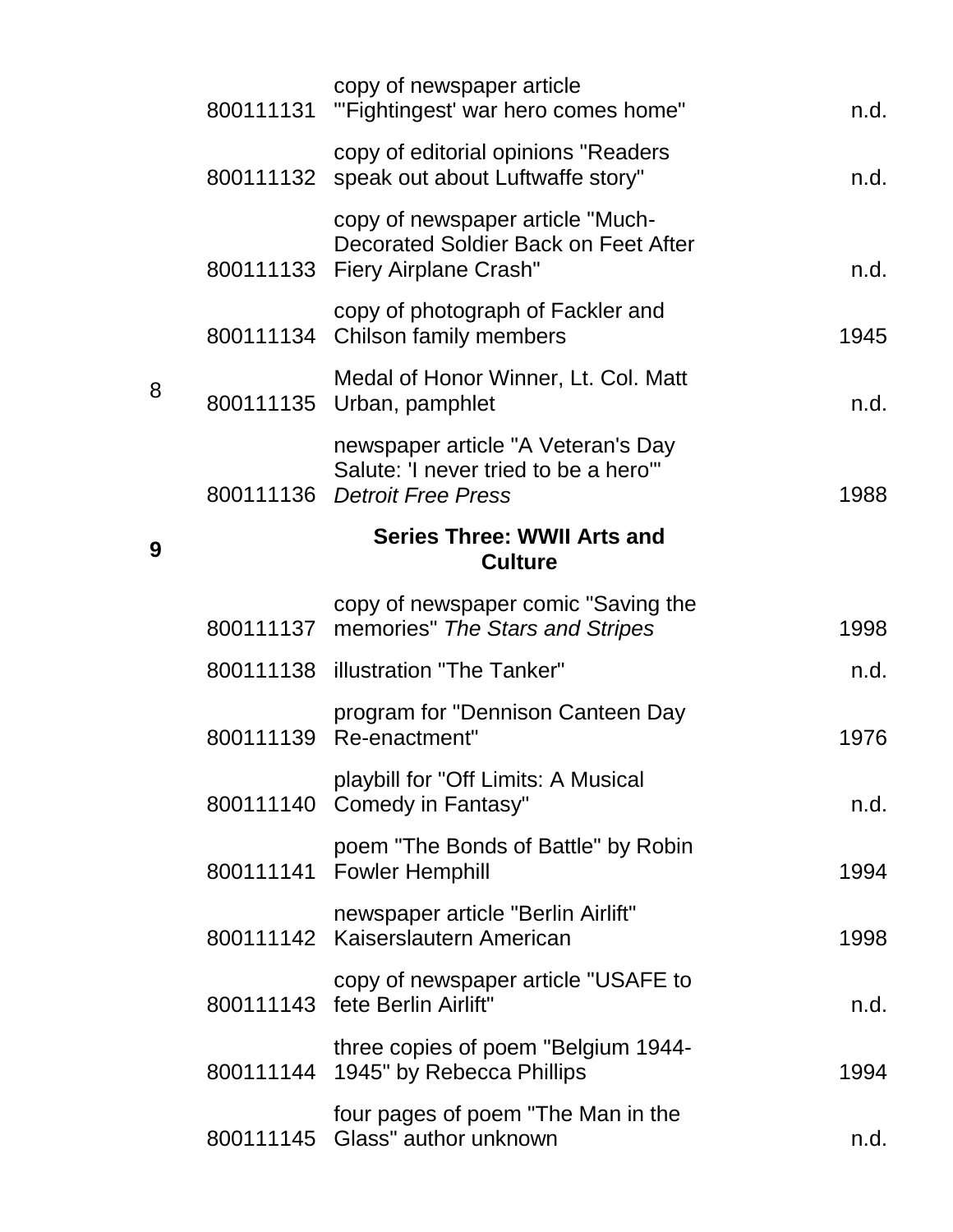| Box | ID | Description | Date |
|---|---|---|---|
| | 800111131 | copy of newspaper article "'Fightingest' war hero comes home" | n.d. |
| | 800111132 | copy of editorial opinions "Readers speak out about Luftwaffe story" | n.d. |
| | 800111133 | copy of newspaper article "Much-Decorated Soldier Back on Feet After Fiery Airplane Crash" | n.d. |
| | 800111134 | copy of photograph of Fackler and Chilson family members | 1945 |
| 8 | 800111135 | Medal of Honor Winner, Lt. Col. Matt Urban, pamphlet | n.d. |
| | 800111136 | newspaper article "A Veteran's Day Salute: 'I never tried to be a hero'" *Detroit Free Press* | 1988 |
| **9** | | **Series Three: WWII Arts and Culture** | |
| | 800111137 | copy of newspaper comic "Saving the memories" *The Stars and Stripes* | 1998 |
| | 800111138 | illustration "The Tanker" | n.d. |
| | 800111139 | program for "Dennison Canteen Day Re-enactment" | 1976 |
| | 800111140 | playbill for "Off Limits: A Musical Comedy in Fantasy" | n.d. |
| | 800111141 | poem "The Bonds of Battle" by Robin Fowler Hemphill | 1994 |
| | 800111142 | newspaper article "Berlin Airlift" Kaiserslautern American | 1998 |
| | 800111143 | copy of newspaper article "USAFE to fete Berlin Airlift" | n.d. |
| | 800111144 | three copies of poem "Belgium 1944-1945" by Rebecca Phillips | 1994 |
| | 800111145 | four pages of poem "The Man in the Glass" author unknown | n.d. |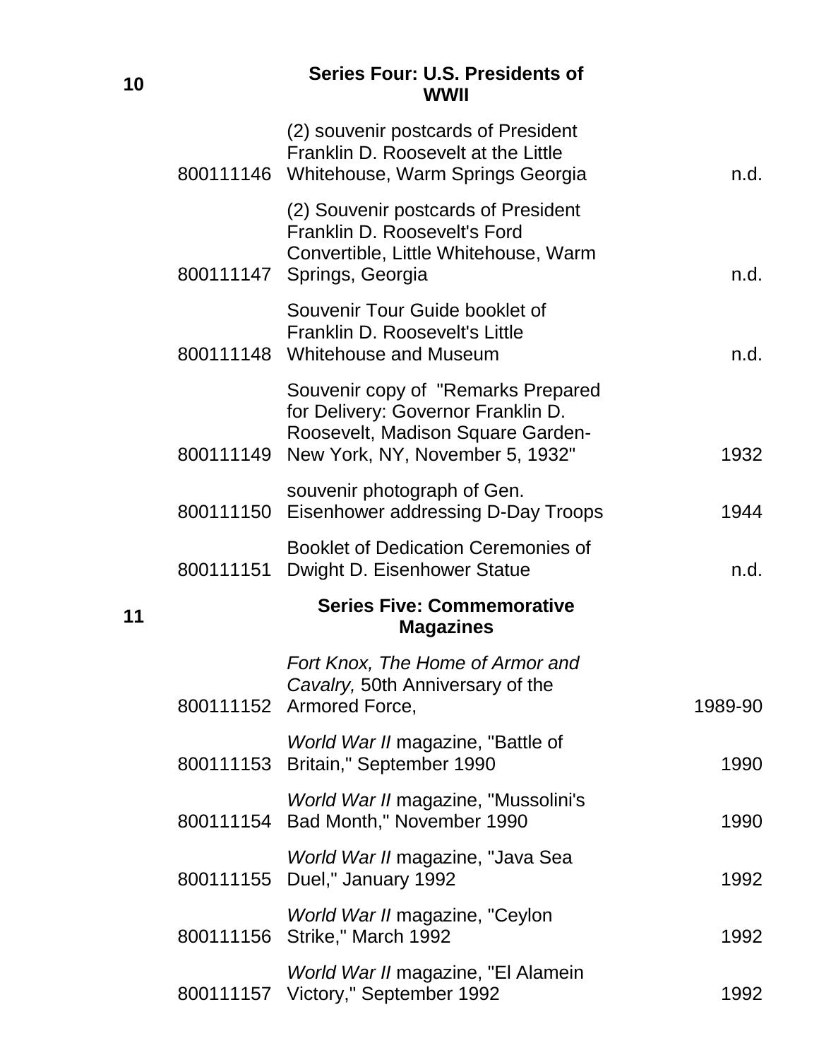| Box | Item | Description | Date |
|---|---|---|---|
| 10 | | **Series Four: U.S. Presidents of WWII** | |
| | 800111146 | (2) souvenir postcards of President Franklin D. Roosevelt at the Little Whitehouse, Warm Springs Georgia | n.d. |
| | 800111147 | (2) Souvenir postcards of President Franklin D. Roosevelt's Ford Convertible, Little Whitehouse, Warm Springs, Georgia | n.d. |
| | 800111148 | Souvenir Tour Guide booklet of Franklin D. Roosevelt's Little Whitehouse and Museum | n.d. |
| | 800111149 | Souvenir copy of "Remarks Prepared for Delivery: Governor Franklin D. Roosevelt, Madison Square Garden- New York, NY, November 5, 1932" | 1932 |
| | 800111150 | souvenir photograph of Gen. Eisenhower addressing D-Day Troops | 1944 |
| | 800111151 | Booklet of Dedication Ceremonies of Dwight D. Eisenhower Statue | n.d. |
| 11 | | **Series Five: Commemorative Magazines** | |
| | 800111152 | *Fort Knox, The Home of Armor and Cavalry,* 50th Anniversary of the Armored Force, | 1989-90 |
| | 800111153 | *World War II* magazine, "Battle of Britain," September 1990 | 1990 |
| | 800111154 | *World War II* magazine, "Mussolini's Bad Month," November 1990 | 1990 |
| | 800111155 | *World War II* magazine, "Java Sea Duel," January 1992 | 1992 |
| | 800111156 | *World War II* magazine, "Ceylon Strike," March 1992 | 1992 |
| | 800111157 | *World War II* magazine, "El Alamein Victory," September 1992 | 1992 |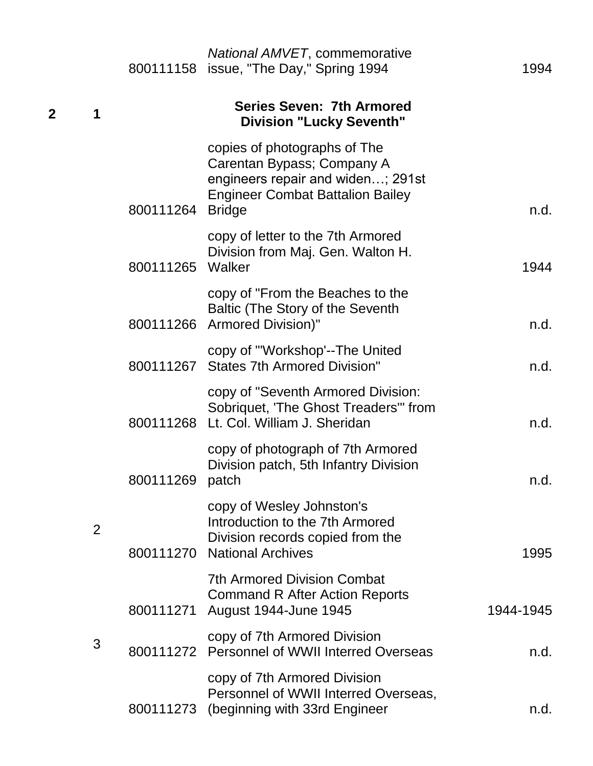| Box | Folder | Item ID | Description | Date |
|---|---|---|---|---|
| | | 800111158 | *National AMVET*, commemorative issue, "The Day," Spring 1994 | 1994 |
| **2** | **1** | | **Series Seven: 7th Armored Division "Lucky Seventh"** | |
| | | 800111264 | copies of photographs of The Carentan Bypass; Company A engineers repair and widen…; 291st Engineer Combat Battalion Bailey Bridge | n.d. |
| | | 800111265 | copy of letter to the 7th Armored Division from Maj. Gen. Walton H. Walker | 1944 |
| | | 800111266 | copy of "From the Beaches to the Baltic (The Story of the Seventh Armored Division)" | n.d. |
| | | 800111267 | copy of "'Workshop'--The United States 7th Armored Division" | n.d. |
| | | 800111268 | copy of "Seventh Armored Division: Sobriquet, 'The Ghost Treaders'" from Lt. Col. William J. Sheridan | n.d. |
| | | 800111269 | copy of photograph of 7th Armored Division patch, 5th Infantry Division patch | n.d. |
| | 2 | 800111270 | copy of Wesley Johnston's Introduction to the 7th Armored Division records copied from the National Archives | 1995 |
| | | 800111271 | 7th Armored Division Combat Command R After Action Reports August 1944-June 1945 | 1944-1945 |
| | 3 | 800111272 | copy of 7th Armored Division Personnel of WWII Interred Overseas | n.d. |
| | | 800111273 | copy of 7th Armored Division Personnel of WWII Interred Overseas, (beginning with 33rd Engineer | n.d. |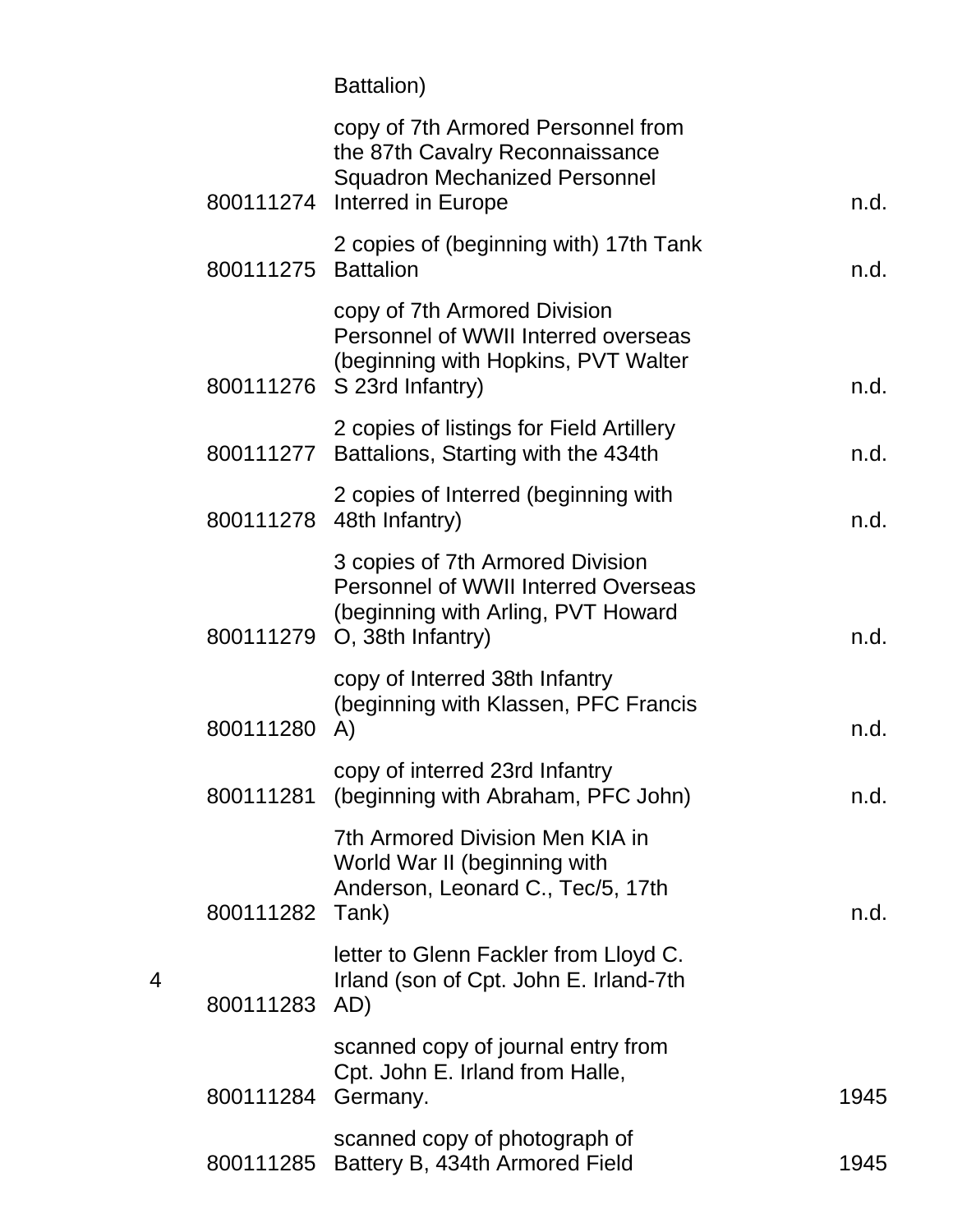| | | | |
|---|---|---|---|
| | | Battalion) | |
| | 800111274 | copy of 7th Armored Personnel from the 87th Cavalry Reconnaissance Squadron Mechanized Personnel Interred in Europe | n.d. |
| | 800111275 | 2 copies of (beginning with) 17th Tank Battalion | n.d. |
| | 800111276 | copy of 7th Armored Division Personnel of WWII Interred overseas (beginning with Hopkins, PVT Walter S 23rd Infantry) | n.d. |
| | 800111277 | 2 copies of listings for Field Artillery Battalions, Starting with the 434th | n.d. |
| | 800111278 | 2 copies of Interred (beginning with 48th Infantry) | n.d. |
| | 800111279 | 3 copies of 7th Armored Division Personnel of WWII Interred Overseas (beginning with Arling, PVT Howard O, 38th Infantry) | n.d. |
| | 800111280 | copy of Interred 38th Infantry (beginning with Klassen, PFC Francis A) | n.d. |
| | 800111281 | copy of interred 23rd Infantry (beginning with Abraham, PFC John) | n.d. |
| | 800111282 | 7th Armored Division Men KIA in World War II (beginning with Anderson, Leonard C., Tec/5, 17th Tank) | n.d. |
| 4 | 800111283 | letter to Glenn Fackler from Lloyd C. Irland (son of Cpt. John E. Irland-7th AD) | |
| | 800111284 | scanned copy of journal entry from Cpt. John E. Irland from Halle, Germany. | 1945 |
| | 800111285 | scanned copy of photograph of Battery B, 434th Armored Field | 1945 |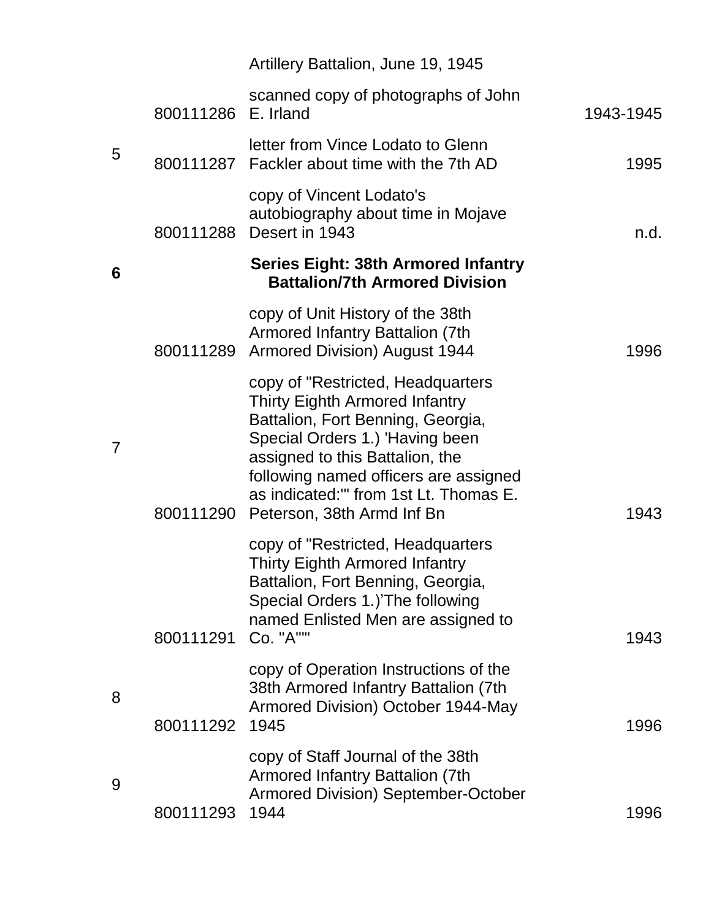| | | Artillery Battalion, June 19, 1945 | |
|---|---|---|---|
| | 800111286 | scanned copy of photographs of John E. Irland | 1943-1945 |
| 5 | 800111287 | letter from Vince Lodato to Glenn Fackler about time with the 7th AD | 1995 |
| | 800111288 | copy of Vincent Lodato's autobiography about time in Mojave Desert in 1943 | n.d. |
| 6 | | **Series Eight: 38th Armored Infantry Battalion/7th Armored Division** | |
| | 800111289 | copy of Unit History of the 38th Armored Infantry Battalion (7th Armored Division) August 1944 | 1996 |
| 7 | 800111290 | copy of "Restricted, Headquarters Thirty Eighth Armored Infantry Battalion, Fort Benning, Georgia, Special Orders 1.) 'Having been assigned to this Battalion, the following named officers are assigned as indicated:'" from 1st Lt. Thomas E. Peterson, 38th Armd Inf Bn | 1943 |
| | 800111291 | copy of "Restricted, Headquarters Thirty Eighth Armored Infantry Battalion, Fort Benning, Georgia, Special Orders 1.)'The following named Enlisted Men are assigned to Co. "A"'" | 1943 |
| 8 | 800111292 | copy of Operation Instructions of the 38th Armored Infantry Battalion (7th Armored Division) October 1944-May 1945 | 1996 |
| 9 | 800111293 | copy of Staff Journal of the 38th Armored Infantry Battalion (7th Armored Division) September-October 1944 | 1996 |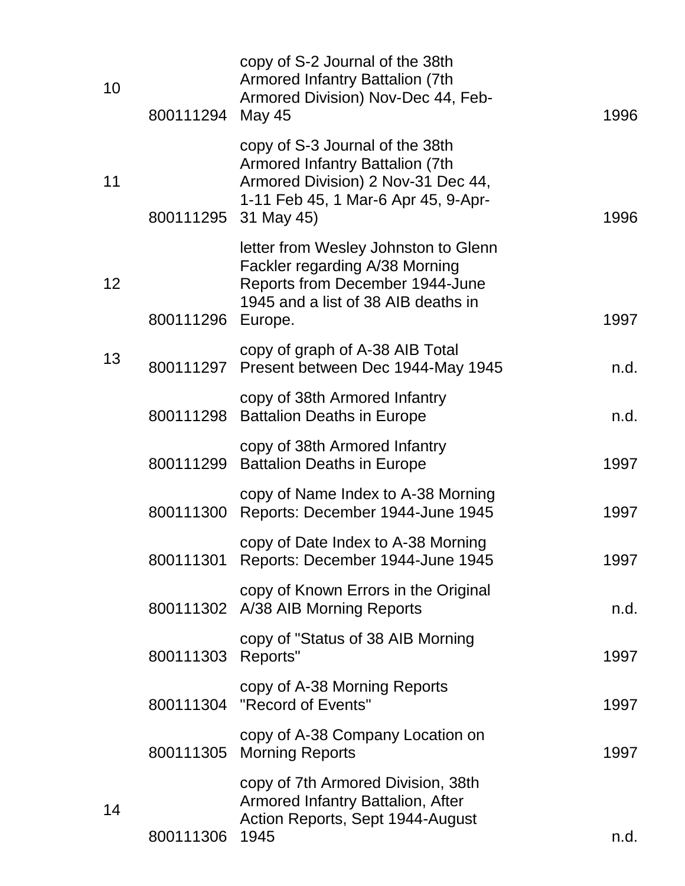| | | | |
|---|---|---|---|
| 10 | 800111294 | copy of S-2 Journal of the 38th Armored Infantry Battalion (7th Armored Division) Nov-Dec 44, Feb-May 45 | 1996 |
| 11 | 800111295 | copy of S-3 Journal of the 38th Armored Infantry Battalion (7th Armored Division) 2 Nov-31 Dec 44, 1-11 Feb 45, 1 Mar-6 Apr 45, 9-Apr-31 May 45) | 1996 |
| 12 | 800111296 | letter from Wesley Johnston to Glenn Fackler regarding A/38 Morning Reports from December 1944-June 1945 and a list of 38 AIB deaths in Europe. | 1997 |
| 13 | 800111297 | copy of graph of A-38 AIB Total Present between Dec 1944-May 1945 | n.d. |
| | 800111298 | copy of 38th Armored Infantry Battalion Deaths in Europe | n.d. |
| | 800111299 | copy of 38th Armored Infantry Battalion Deaths in Europe | 1997 |
| | 800111300 | copy of Name Index to A-38 Morning Reports: December 1944-June 1945 | 1997 |
| | 800111301 | copy of Date Index to A-38 Morning Reports: December 1944-June 1945 | 1997 |
| | 800111302 | copy of Known Errors in the Original A/38 AIB Morning Reports | n.d. |
| | 800111303 | copy of "Status of 38 AIB Morning Reports" | 1997 |
| | 800111304 | copy of A-38 Morning Reports "Record of Events" | 1997 |
| | 800111305 | copy of A-38 Company Location on Morning Reports | 1997 |
| 14 | 800111306 | copy of 7th Armored Division, 38th Armored Infantry Battalion, After Action Reports, Sept 1944-August 1945 | n.d. |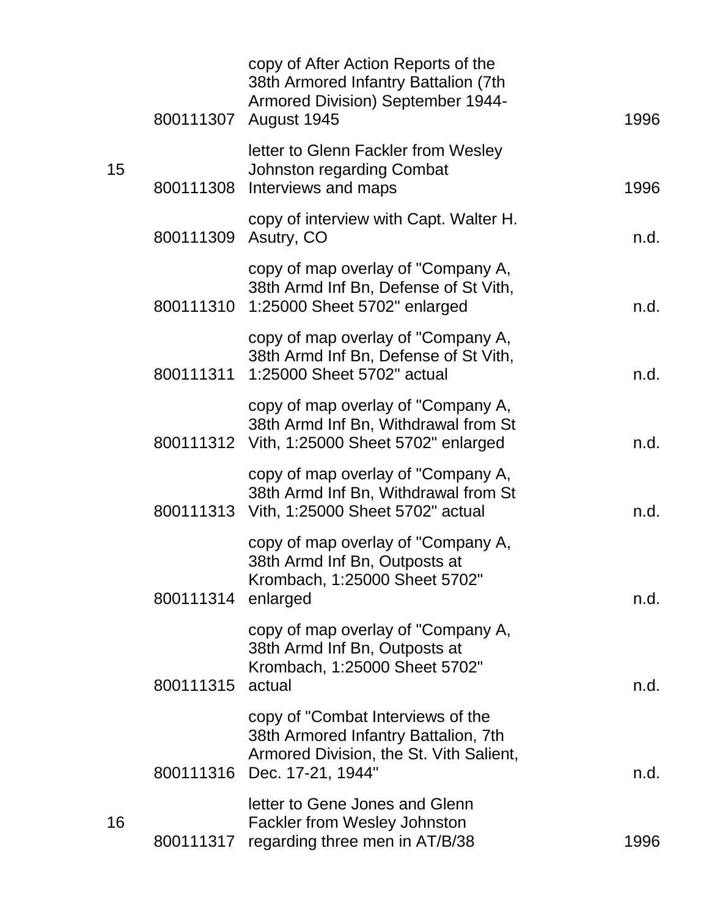| | | | |
|---|---|---|---|
| | 800111307 | copy of After Action Reports of the 38th Armored Infantry Battalion (7th Armored Division) September 1944-August 1945 | 1996 |
| 15 | 800111308 | letter to Glenn Fackler from Wesley Johnston regarding Combat Interviews and maps | 1996 |
| | 800111309 | copy of interview with Capt. Walter H. Asutry, CO | n.d. |
| | 800111310 | copy of map overlay of "Company A, 38th Armd Inf Bn, Defense of St Vith, 1:25000 Sheet 5702" enlarged | n.d. |
| | 800111311 | copy of map overlay of "Company A, 38th Armd Inf Bn, Defense of St Vith, 1:25000 Sheet 5702" actual | n.d. |
| | 800111312 | copy of map overlay of "Company A, 38th Armd Inf Bn, Withdrawal from St Vith, 1:25000 Sheet 5702" enlarged | n.d. |
| | 800111313 | copy of map overlay of "Company A, 38th Armd Inf Bn, Withdrawal from St Vith, 1:25000 Sheet 5702" actual | n.d. |
| | 800111314 | copy of map overlay of "Company A, 38th Armd Inf Bn, Outposts at Krombach, 1:25000 Sheet 5702" enlarged | n.d. |
| | 800111315 | copy of map overlay of "Company A, 38th Armd Inf Bn, Outposts at Krombach, 1:25000 Sheet 5702" actual | n.d. |
| | 800111316 | copy of "Combat Interviews of the 38th Armored Infantry Battalion, 7th Armored Division, the St. Vith Salient, Dec. 17-21, 1944" | n.d. |
| 16 | 800111317 | letter to Gene Jones and Glenn Fackler from Wesley Johnston regarding three men in AT/B/38 | 1996 |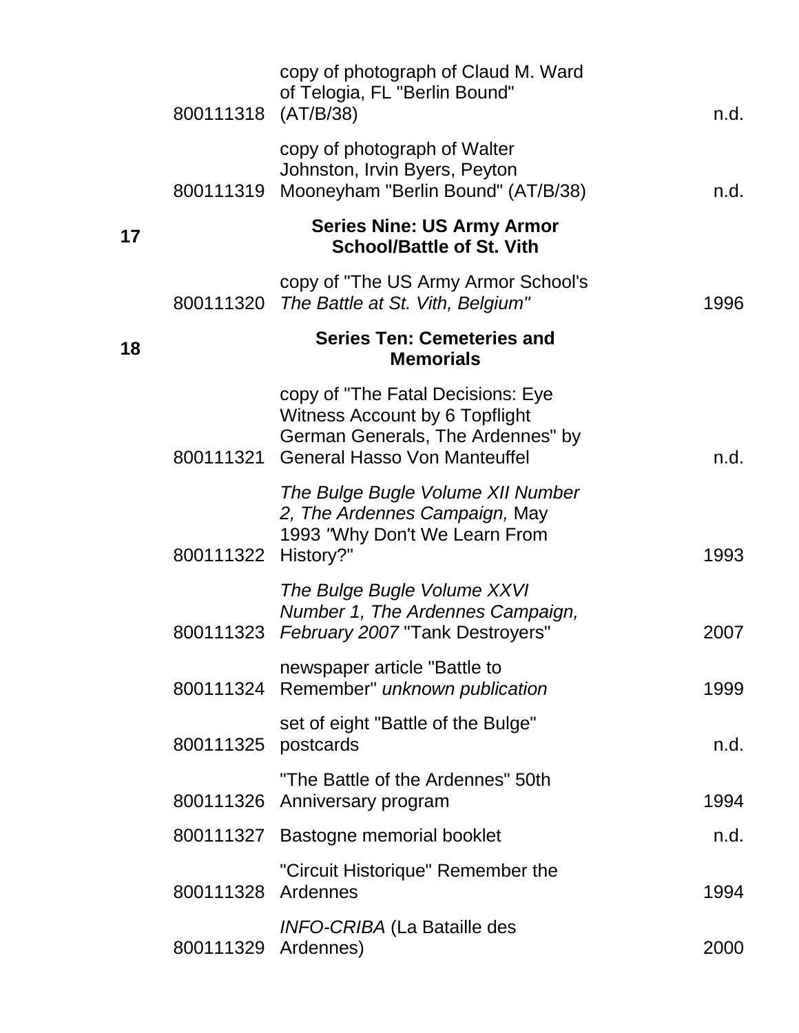| Box | Item | Description | Date |
|---|---|---|---|
| | 800111318 | copy of photograph of Claud M. Ward of Telogia, FL "Berlin Bound" (AT/B/38) | n.d. |
| | 800111319 | copy of photograph of Walter Johnston, Irvin Byers, Peyton Mooneyham "Berlin Bound" (AT/B/38) | n.d. |
| 17 | | **Series Nine: US Army Armor School/Battle of St. Vith** | |
| | 800111320 | copy of "The US Army Armor School's *The Battle at St. Vith, Belgium"* | 1996 |
| 18 | | **Series Ten: Cemeteries and Memorials** | |
| | 800111321 | copy of "The Fatal Decisions: Eye Witness Account by 6 Topflight German Generals, The Ardennes" by General Hasso Von Manteuffel | n.d. |
| | 800111322 | *The Bulge Bugle Volume XII Number 2, The Ardennes Campaign,* May 1993 "Why Don't We Learn From History?" | 1993 |
| | 800111323 | *The Bulge Bugle Volume XXVI Number 1, The Ardennes Campaign, February 2007* "Tank Destroyers" | 2007 |
| | 800111324 | newspaper article "Battle to Remember" *unknown publication* | 1999 |
| | 800111325 | set of eight "Battle of the Bulge" postcards | n.d. |
| | 800111326 | "The Battle of the Ardennes" 50th Anniversary program | 1994 |
| | 800111327 | Bastogne memorial booklet | n.d. |
| | 800111328 | "Circuit Historique" Remember the Ardennes | 1994 |
| | 800111329 | *INFO-CRIBA* (La Bataille des Ardennes) | 2000 |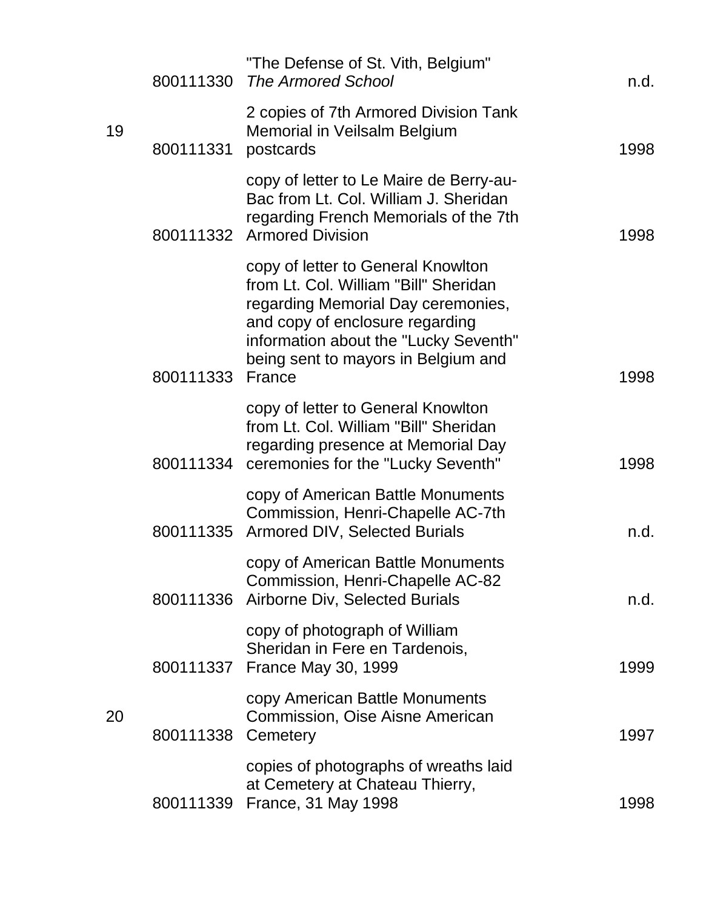| | | | |
|---|---|---|---|
| | 800111330 | "The Defense of St. Vith, Belgium" *The Armored School* | n.d. |
| 19 | 800111331 | 2 copies of 7th Armored Division Tank Memorial in Veilsalm Belgium postcards | 1998 |
| | 800111332 | copy of letter to Le Maire de Berry-au-Bac from Lt. Col. William J. Sheridan regarding French Memorials of the 7th Armored Division | 1998 |
| | 800111333 | copy of letter to General Knowlton from Lt. Col. William "Bill" Sheridan regarding Memorial Day ceremonies, and copy of enclosure regarding information about the "Lucky Seventh" being sent to mayors in Belgium and France | 1998 |
| | 800111334 | copy of letter to General Knowlton from Lt. Col. William "Bill" Sheridan regarding presence at Memorial Day ceremonies for the "Lucky Seventh" | 1998 |
| | 800111335 | copy of American Battle Monuments Commission, Henri-Chapelle AC-7th Armored DIV, Selected Burials | n.d. |
| | 800111336 | copy of American Battle Monuments Commission, Henri-Chapelle AC-82 Airborne Div, Selected Burials | n.d. |
| | 800111337 | copy of photograph of William Sheridan in Fere en Tardenois, France May 30, 1999 | 1999 |
| 20 | 800111338 | copy American Battle Monuments Commission, Oise Aisne American Cemetery | 1997 |
| | 800111339 | copies of photographs of wreaths laid at Cemetery at Chateau Thierry, France, 31 May 1998 | 1998 |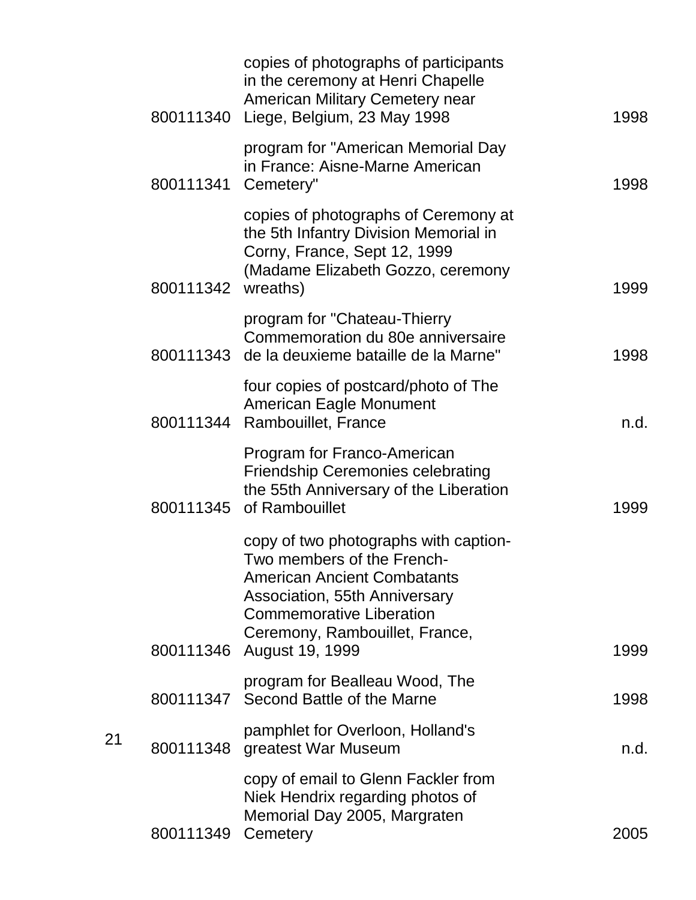| | | | |
|---|---|---|---|
| | 800111340 | copies of photographs of participants in the ceremony at Henri Chapelle American Military Cemetery near Liege, Belgium, 23 May 1998 | 1998 |
| | 800111341 | program for "American Memorial Day in France: Aisne-Marne American Cemetery" | 1998 |
| | 800111342 | copies of photographs of Ceremony at the 5th Infantry Division Memorial in Corny, France, Sept 12, 1999 (Madame Elizabeth Gozzo, ceremony wreaths) | 1999 |
| | 800111343 | program for "Chateau-Thierry Commemoration du 80e anniversaire de la deuxieme bataille de la Marne" | 1998 |
| | 800111344 | four copies of postcard/photo of The American Eagle Monument Rambouillet, France | n.d. |
| | 800111345 | Program for Franco-American Friendship Ceremonies celebrating the 55th Anniversary of the Liberation of Rambouillet | 1999 |
| | 800111346 | copy of two photographs with caption- Two members of the French-American Ancient Combatants Association, 55th Anniversary Commemorative Liberation Ceremony, Rambouillet, France, August 19, 1999 | 1999 |
| | 800111347 | program for Bealleau Wood, The Second Battle of the Marne | 1998 |
| 21 | 800111348 | pamphlet for Overloon, Holland's greatest War Museum | n.d. |
| | 800111349 | copy of email to Glenn Fackler from Niek Hendrix regarding photos of Memorial Day 2005, Margraten Cemetery | 2005 |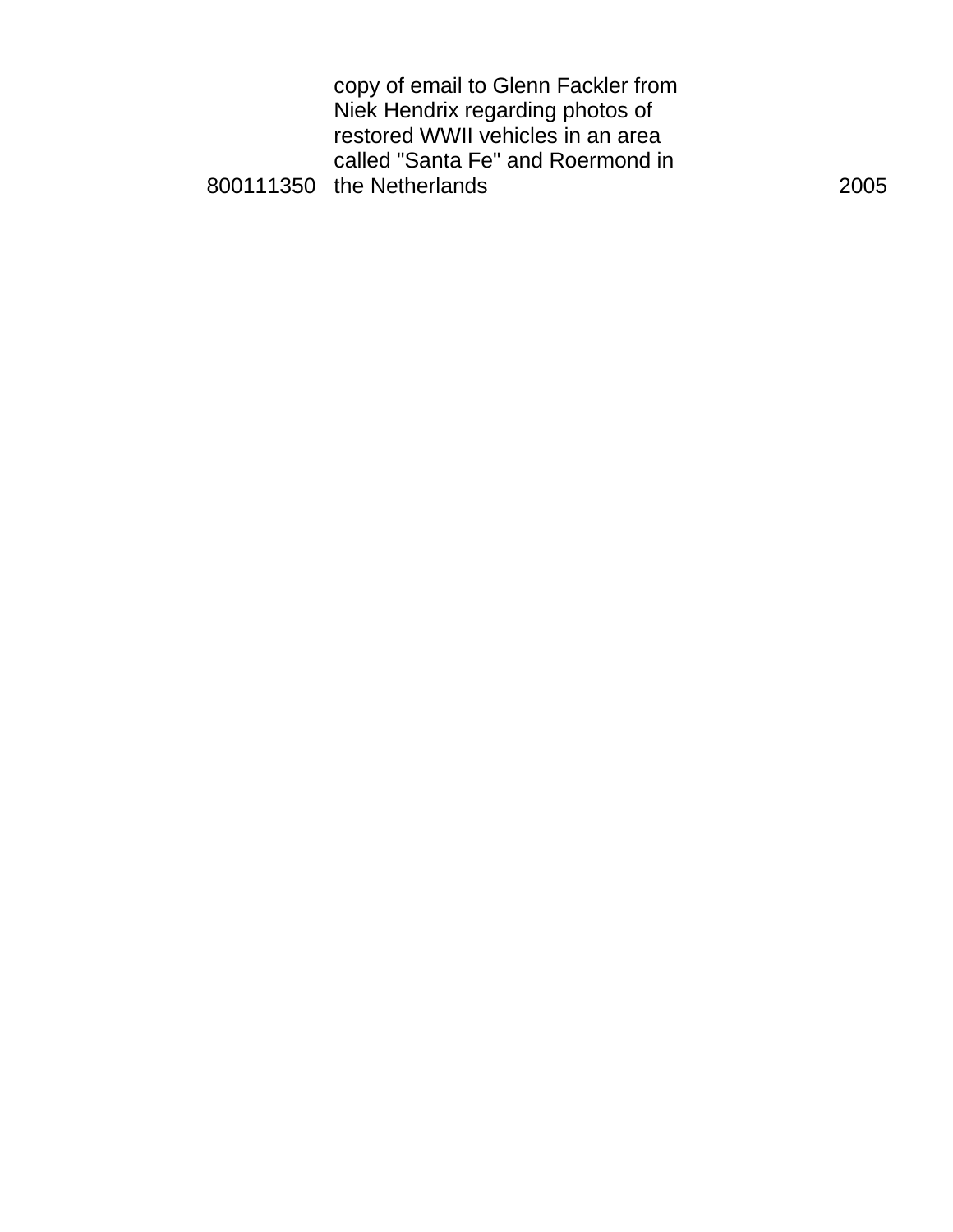| | | |
|---|---|---|
| 800111350 | copy of email to Glenn Fackler from Niek Hendrix regarding photos of restored WWII vehicles in an area called "Santa Fe" and Roermond in the Netherlands | 2005 |